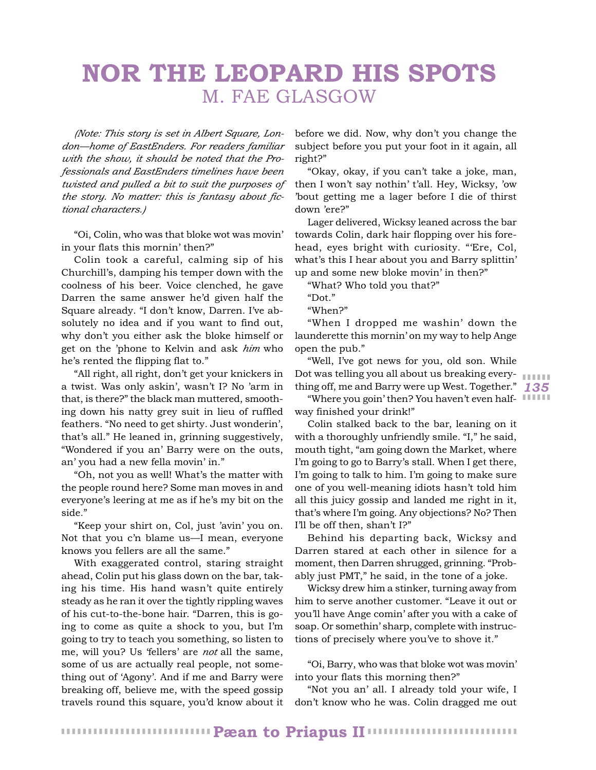# NOR THE LEOPARD HIS SPOTS

## M. FAE GLASGOW

*(Note: This story is set in Albert Square, London—home of EastEnders. For readers familiar with the show, it should be noted that the Professionals and EastEnders timelines have been twisted and pulled a bit to suit the purposes of the story. No matter: this is fantasy about fictional characters.)*

"Oi, Colin, who was that bloke wot was movin' in your flats this mornin' then?"

Colin took a careful, calming sip of his Churchill's, damping his temper down with the coolness of his beer. Voice clenched, he gave Darren the same answer he'd given half the Square already. "I don't know, Darren. I've absolutely no idea and if you want to find out, why don't you either ask the bloke himself or get on the 'phone to Kelvin and ask *him* who he's rented the flipping flat to."

"All right, all right, don't get your knickers in a twist. Was only askin', wasn't I? No 'arm in that, is there?" the black man muttered, smoothing down his natty grey suit in lieu of ruffled feathers. "No need to get shirty. Just wonderin', that's all." He leaned in, grinning suggestively, "Wondered if you an' Barry were on the outs, an' you had a new fella movin' in."

"Oh, not you as well! What's the matter with the people round here? Some man moves in and everyone's leering at me as if he's my bit on the side."

"Keep your shirt on, Col, just 'avin' you on. Not that you c'n blame us—I mean, everyone knows you fellers are all the same."

With exaggerated control, staring straight ahead, Colin put his glass down on the bar, taking his time. His hand wasn't quite entirely steady as he ran it over the tightly rippling waves of his cut-to-the-bone hair. "Darren, this is going to come as quite a shock to you, but I'm going to try to teach you something, so listen to me, will you? Us 'fellers' are *not* all the same, some of us are actually real people, not something out of 'Agony'. And if me and Barry were breaking off, believe me, with the speed gossip travels round this square, you'd know about it before we did. Now, why don't you change the subject before you put your foot in it again, all right?"

"Okay, okay, if you can't take a joke, man, then I won't say nothin' t'all. Hey, Wicksy, 'ow 'bout getting me a lager before I die of thirst down 'ere?"

Lager delivered, Wicksy leaned across the bar towards Colin, dark hair flopping over his forehead, eyes bright with curiosity. "'Ere, Col, what's this I hear about you and Barry splittin' up and some new bloke movin' in then?"

"What? Who told you that?"

"Dot."

"When?"

"When I dropped me washin' down the launderette this mornin' on my way to help Ange open the pub."

"Well, I've got news for you, old son. While Dot was telling you all about us breaking everything off, me and Barry were up West. Together."

"Where you goin' then? You haven't even halfway finished your drink!"

Colin stalked back to the bar, leaning on it with a thoroughly unfriendly smile. "I," he said, mouth tight, "am going down the Market, where I'm going to go to Barry's stall. When I get there, I'm going to talk to him. I'm going to make sure one of you well-meaning idiots hasn't told him all this juicy gossip and landed me right in it, that's where I'm going. Any objections? No? Then I'll be off then, shan't I?"

Behind his departing back, Wicksy and Darren stared at each other in silence for a moment, then Darren shrugged, grinning. "Probably just PMT," he said, in the tone of a joke.

Wicksy drew him a stinker, turning away from him to serve another customer. "Leave it out or you'll have Ange comin' after you with a cake of soap. Or somethin' sharp, complete with instructions of precisely where you've to shove it."

"Oi, Barry, who was that bloke wot was movin' into your flats this morning then?"

"Not you an' all. I already told your wife, I don't know who he was. Colin dragged me out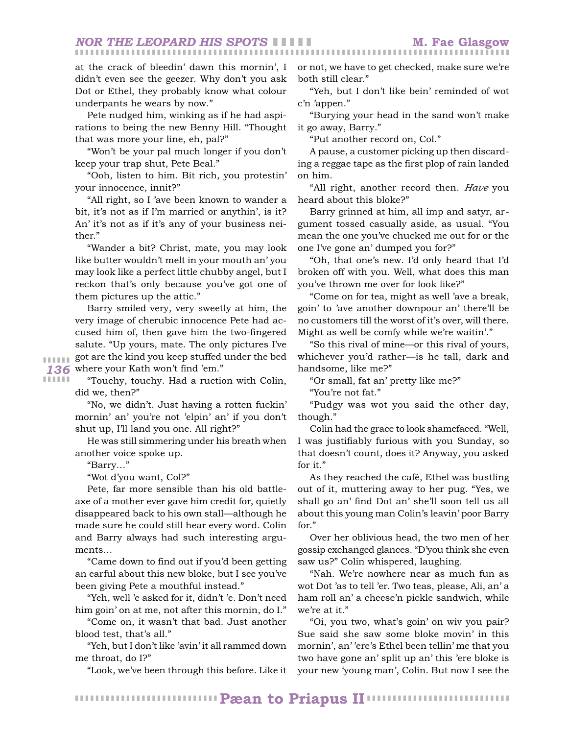at the crack of bleedin' dawn this mornin', I didn't even see the geezer. Why don't you ask Dot or Ethel, they probably know what colour underpants he wears by now."

Pete nudged him, winking as if he had aspirations to being the new Benny Hill. "Thought that was more your line, eh, pal?"

"Won't be your pal much longer if you don't keep your trap shut, Pete Beal."

"Ooh, listen to him. Bit rich, you protestin' your innocence, innit?"

"All right, so I 'ave been known to wander a bit, it's not as if I'm married or anythin', is it? An' it's not as if it's any of your business neither."

"Wander a bit? Christ, mate, you may look like butter wouldn't melt in your mouth an' you may look like a perfect little chubby angel, but I reckon that's only because you've got one of them pictures up the attic."

Barry smiled very, very sweetly at him, the very image of cherubic innocence Pete had accused him of, then gave him the two-fingered salute. "Up yours, mate. The only pictures I've got are the kind you keep stuffed under the bed where your Kath won't find 'em."

"Touchy, touchy. Had a ruction with Colin, did we, then?"

"No, we didn't. Just having a rotten fuckin' mornin' an' you're not 'elpin' an' if you don't shut up, I'll land you one. All right?"

He was still simmering under his breath when another voice spoke up.

"Barry…"

"Wot d'you want, Col?"

Pete, far more sensible than his old battle-axe of a mother ever gave him credit for, quietly disappeared back to his own stall—although he made sure he could still hear every word. Colin and Barry always had such interesting arguments…

"Came down to find out if you'd been getting an earful about this new bloke, but I see you've been giving Pete a mouthful instead."

"Yeh, well 'e asked for it, didn't 'e. Don't need him goin' on at me, not after this mornin, do I."

"Come on, it wasn't that bad. Just another blood test, that's all."

"Yeh, but I don't like 'avin' it all rammed down me throat, do I?"

"Look, we've been through this before. Like it or not, we have to get checked, make sure we're both still clear."

"Yeh, but I don't like bein' reminded of wot c'n 'appen."

"Burying your head in the sand won't make it go away, Barry."

"Put another record on, Col."

A pause, a customer picking up then discarding a reggae tape as the first plop of rain landed on him.

"All right, another record then. *Have* you heard about this bloke?"

Barry grinned at him, all imp and satyr, argument tossed casually aside, as usual. "You mean the one you've chucked me out for or the one I've gone an' dumped you for?"

"Oh, that one's new. I'd only heard that I'd broken off with you. Well, what does this man you've thrown me over for look like?"

"Come on for tea, might as well 'ave a break, goin' to 'ave another downpour an' there'll be no customers till the worst of it's over, will there. Might as well be comfy while we're waitin'."

"So this rival of mine—or this rival of yours, whichever you'd rather—is he tall, dark and handsome, like me?"

"Or small, fat an' pretty like me?"

"You're not fat."

"Pudgy was wot you said the other day, though."

Colin had the grace to look shamefaced. "Well, I was justifiably furious with you Sunday, so that doesn't count, does it? Anyway, you asked for it."

As they reached the café, Ethel was bustling out of it, muttering away to her pug. "Yes, we shall go an' find Dot an' she'll soon tell us all about this young man Colin's leavin' poor Barry for."

Over her oblivious head, the two men of her gossip exchanged glances. "D'you think she even saw us?" Colin whispered, laughing.

"Nah. We're nowhere near as much fun as wot Dot 'as to tell 'er. Two teas, please, Ali, an' a ham roll an' a cheese'n pickle sandwich, while we're at it."

"Oi, you two, what's goin' on wiv you pair? Sue said she saw some bloke movin' in this mornin', an' 'ere's Ethel been tellin' me that you two have gone an' split up an' this 'ere bloke is your new 'young man', Colin. But now I see the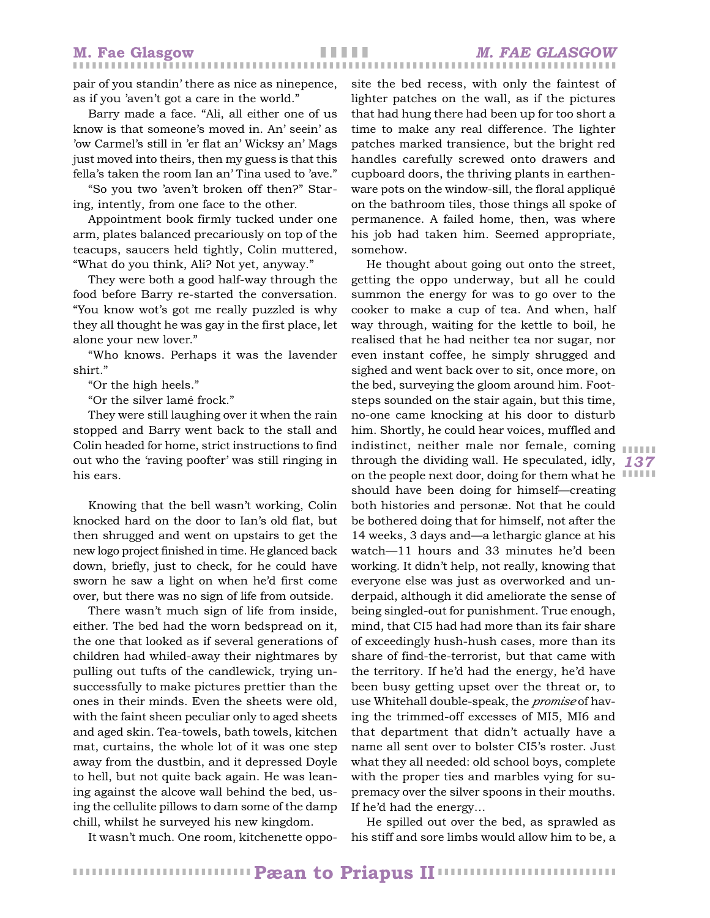pair of you standin' there as nice as ninepence, as if you 'aven't got a care in the world."

Barry made a face. "Ali, all either one of us know is that someone's moved in. An' seein' as 'ow Carmel's still in 'er flat an' Wicksy an' Mags just moved into theirs, then my guess is that this fella's taken the room Ian an' Tina used to 'ave."

"So you two 'aven't broken off then?" Staring, intently, from one face to the other.

Appointment book firmly tucked under one arm, plates balanced precariously on top of the teacups, saucers held tightly, Colin muttered, "What do you think, Ali? Not yet, anyway."

They were both a good half-way through the food before Barry re-started the conversation. "You know wot's got me really puzzled is why they all thought he was gay in the first place, let alone your new lover."

"Who knows. Perhaps it was the lavender shirt."

"Or the high heels."

"Or the silver lamé frock."

They were still laughing over it when the rain stopped and Barry went back to the stall and Colin headed for home, strict instructions to find out who the 'raving poofter' was still ringing in his ears.

Knowing that the bell wasn't working, Colin knocked hard on the door to Ian's old flat, but then shrugged and went on upstairs to get the new logo project finished in time. He glanced back down, briefly, just to check, for he could have sworn he saw a light on when he'd first come over, but there was no sign of life from outside.

There wasn't much sign of life from inside, either. The bed had the worn bedspread on it, the one that looked as if several generations of children had whiled-away their nightmares by pulling out tufts of the candlewick, trying unsuccessfully to make pictures prettier than the ones in their minds. Even the sheets were old, with the faint sheen peculiar only to aged sheets and aged skin. Tea-towels, bath towels, kitchen mat, curtains, the whole lot of it was one step away from the dustbin, and it depressed Doyle to hell, but not quite back again. He was leaning against the alcove wall behind the bed, using the cellulite pillows to dam some of the damp chill, whilst he surveyed his new kingdom.

It wasn't much. One room, kitchenette opposite the bed recess, with only the faintest of lighter patches on the wall, as if the pictures that had hung there had been up for too short a time to make any real difference. The lighter patches marked transience, but the bright red handles carefully screwed onto drawers and cupboard doors, the thriving plants in earthenware pots on the window-sill, the floral appliqué on the bathroom tiles, those things all spoke of permanence. A failed home, then, was where his job had taken him. Seemed appropriate, somehow.

He thought about going out onto the street, getting the oppo underway, but all he could summon the energy for was to go over to the cooker to make a cup of tea. And when, half way through, waiting for the kettle to boil, he realised that he had neither tea nor sugar, nor even instant coffee, he simply shrugged and sighed and went back over to sit, once more, on the bed, surveying the gloom around him. Footsteps sounded on the stair again, but this time, no-one came knocking at his door to disturb him. Shortly, he could hear voices, muffled and indistinct, neither male nor female, coming through the dividing wall. He speculated, idly, on the people next door, doing for them what he should have been doing for himself—creating both histories and personæ. Not that he could be bothered doing that for himself, not after the 14 weeks, 3 days and—a lethargic glance at his watch—11 hours and 33 minutes he'd been working. It didn't help, not really, knowing that everyone else was just as overworked and underpaid, although it did ameliorate the sense of being singled-out for punishment. True enough, mind, that CI5 had had more than its fair share of exceedingly hush-hush cases, more than its share of find-the-terrorist, but that came with the territory. If he'd had the energy, he'd have been busy getting upset over the threat or, to use Whitehall double-speak, the *promise* of having the trimmed-off excesses of MI5, MI6 and that department that didn't actually have a name all sent over to bolster CI5's roster. Just what they all needed: old school boys, complete with the proper ties and marbles vying for supremacy over the silver spoons in their mouths. If he'd had the energy…

He spilled out over the bed, as sprawled as his stiff and sore limbs would allow him to be, a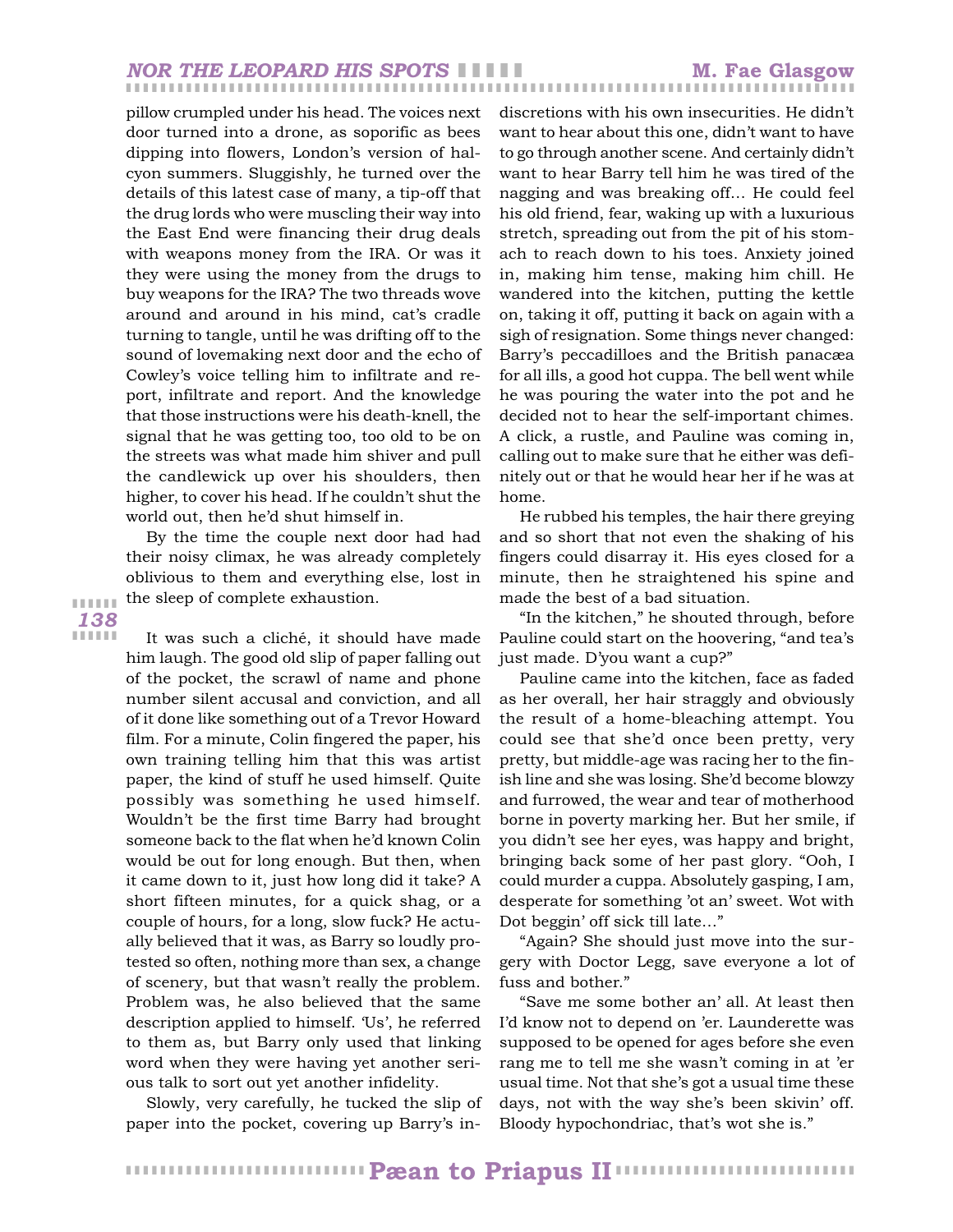pillow crumpled under his head. The voices next door turned into a drone, as soporific as bees dipping into flowers, London's version of halcyon summers. Sluggishly, he turned over the details of this latest case of many, a tip-off that the drug lords who were muscling their way into the East End were financing their drug deals with weapons money from the IRA. Or was it they were using the money from the drugs to buy weapons for the IRA? The two threads wove around and around in his mind, cat's cradle turning to tangle, until he was drifting off to the sound of lovemaking next door and the echo of Cowley's voice telling him to infiltrate and report, infiltrate and report. And the knowledge that those instructions were his death-knell, the signal that he was getting too, too old to be on the streets was what made him shiver and pull the candlewick up over his shoulders, then higher, to cover his head. If he couldn't shut the world out, then he'd shut himself in.

By the time the couple next door had had their noisy climax, he was already completely oblivious to them and everything else, lost in the sleep of complete exhaustion.

It was such a cliché, it should have made him laugh. The good old slip of paper falling out of the pocket, the scrawl of name and phone number silent accusal and conviction, and all of it done like something out of a Trevor Howard film. For a minute, Colin fingered the paper, his own training telling him that this was artist paper, the kind of stuff he used himself. Quite possibly was something he used himself. Wouldn't be the first time Barry had brought someone back to the flat when he'd known Colin would be out for long enough. But then, when it came down to it, just how long did it take? A short fifteen minutes, for a quick shag, or a couple of hours, for a long, slow fuck? He actually believed that it was, as Barry so loudly protested so often, nothing more than sex, a change of scenery, but that wasn't really the problem. Problem was, he also believed that the same description applied to himself. 'Us', he referred to them as, but Barry only used that linking word when they were having yet another serious talk to sort out yet another infidelity.

Slowly, very carefully, he tucked the slip of paper into the pocket, covering up Barry's indiscretions with his own insecurities. He didn't want to hear about this one, didn't want to have to go through another scene. And certainly didn't want to hear Barry tell him he was tired of the nagging and was breaking off… He could feel his old friend, fear, waking up with a luxurious stretch, spreading out from the pit of his stomach to reach down to his toes. Anxiety joined in, making him tense, making him chill. He wandered into the kitchen, putting the kettle on, taking it off, putting it back on again with a sigh of resignation. Some things never changed: Barry's peccadilloes and the British panacæa for all ills, a good hot cuppa. The bell went while he was pouring the water into the pot and he decided not to hear the self-important chimes. A click, a rustle, and Pauline was coming in, calling out to make sure that he either was definitely out or that he would hear her if he was at home.

He rubbed his temples, the hair there greying and so short that not even the shaking of his fingers could disarray it. His eyes closed for a minute, then he straightened his spine and made the best of a bad situation.

"In the kitchen," he shouted through, before Pauline could start on the hoovering, "and tea's just made. D'you want a cup?"

Pauline came into the kitchen, face as faded as her overall, her hair straggly and obviously the result of a home-bleaching attempt. You could see that she'd once been pretty, very pretty, but middle-age was racing her to the finish line and she was losing. She'd become blowzy and furrowed, the wear and tear of motherhood borne in poverty marking her. But her smile, if you didn't see her eyes, was happy and bright, bringing back some of her past glory. "Ooh, I could murder a cuppa. Absolutely gasping, I am, desperate for something 'ot an' sweet. Wot with Dot beggin' off sick till late…"

"Again? She should just move into the surgery with Doctor Legg, save everyone a lot of fuss and bother."

"Save me some bother an' all. At least then I'd know not to depend on 'er. Launderette was supposed to be opened for ages before she even rang me to tell me she wasn't coming in at 'er usual time. Not that she's got a usual time these days, not with the way she's been skivin' off. Bloody hypochondriac, that's wot she is."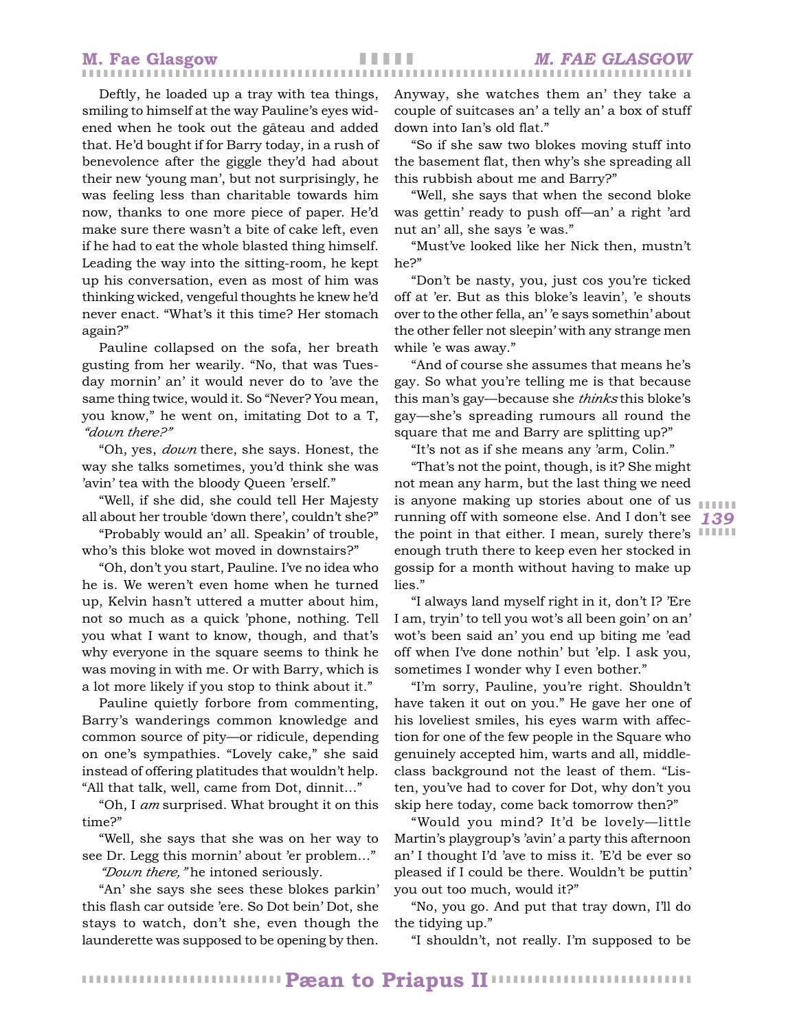Deftly, he loaded up a tray with tea things, smiling to himself at the way Pauline's eyes widened when he took out the gâteau and added that. He'd bought if for Barry today, in a rush of benevolence after the giggle they'd had about their new 'young man', but not surprisingly, he was feeling less than charitable towards him now, thanks to one more piece of paper. He'd make sure there wasn't a bite of cake left, even if he had to eat the whole blasted thing himself. Leading the way into the sitting-room, he kept up his conversation, even as most of him was thinking wicked, vengeful thoughts he knew he'd never enact. "What's it this time? Her stomach again?"

Pauline collapsed on the sofa, her breath gusting from her wearily. "No, that was Tuesday mornin' an' it would never do to 'ave the same thing twice, would it. So "Never? You mean, you know," he went on, imitating Dot to a T, *"down there?"*

"Oh, yes, *down* there, she says. Honest, the way she talks sometimes, you'd think she was 'avin' tea with the bloody Queen 'erself."

"Well, if she did, she could tell Her Majesty all about her trouble 'down there', couldn't she?"

"Probably would an' all. Speakin' of trouble, who's this bloke wot moved in downstairs?"

"Oh, don't you start, Pauline. I've no idea who he is. We weren't even home when he turned up, Kelvin hasn't uttered a mutter about him, not so much as a quick 'phone, nothing. Tell you what I want to know, though, and that's why everyone in the square seems to think he was moving in with me. Or with Barry, which is a lot more likely if you stop to think about it."

Pauline quietly forbore from commenting, Barry's wanderings common knowledge and common source of pity—or ridicule, depending on one's sympathies. "Lovely cake," she said instead of offering platitudes that wouldn't help. "All that talk, well, came from Dot, dinnit..."

"Oh, I *am* surprised. What brought it on this time?"

"Well, she says that she was on her way to see Dr. Legg this mornin' about 'er problem..."

*"Down there,"* he intoned seriously.

"An' she says she sees these blokes parkin' this flash car outside 'ere. So Dot bein' Dot, she stays to watch, don't she, even though the launderette was supposed to be opening by then. Anyway, she watches them an' they take a couple of suitcases an' a telly an' a box of stuff down into Ian's old flat."

"So if she saw two blokes moving stuff into the basement flat, then why's she spreading all this rubbish about me and Barry?"

"Well, she says that when the second bloke was gettin' ready to push off—an' a right 'ard nut an' all, she says 'e was."

"Must've looked like her Nick then, mustn't he?"

"Don't be nasty, you, just cos you're ticked off at 'er. But as this bloke's leavin', 'e shouts over to the other fella, an' 'e says somethin' about the other feller not sleepin' with any strange men while 'e was away."

"And of course she assumes that means he's gay. So what you're telling me is that because this man's gay—because she *thinks* this bloke's gay—she's spreading rumours all round the square that me and Barry are splitting up?"

"It's not as if she means any 'arm, Colin."

"That's not the point, though, is it? She might not mean any harm, but the last thing we need is anyone making up stories about one of us running off with someone else. And I don't see the point in that either. I mean, surely there's enough truth there to keep even her stocked in gossip for a month without having to make up lies."

"I always land myself right in it, don't I? 'Ere I am, tryin' to tell you wot's all been goin' on an' wot's been said an' you end up biting me 'ead off when I've done nothin' but 'elp. I ask you, sometimes I wonder why I even bother."

"I'm sorry, Pauline, you're right. Shouldn't have taken it out on you." He gave her one of his loveliest smiles, his eyes warm with affection for one of the few people in the Square who genuinely accepted him, warts and all, middle-class background not the least of them. "Listen, you've had to cover for Dot, why don't you skip here today, come back tomorrow then?"

"Would you mind? It'd be lovely—little Martin's playgroup's 'avin' a party this afternoon an' I thought I'd 'ave to miss it. 'E'd be ever so pleased if I could be there. Wouldn't be puttin' you out too much, would it?"

"No, you go. And put that tray down, I'll do the tidying up."

"I shouldn't, not really. I'm supposed to be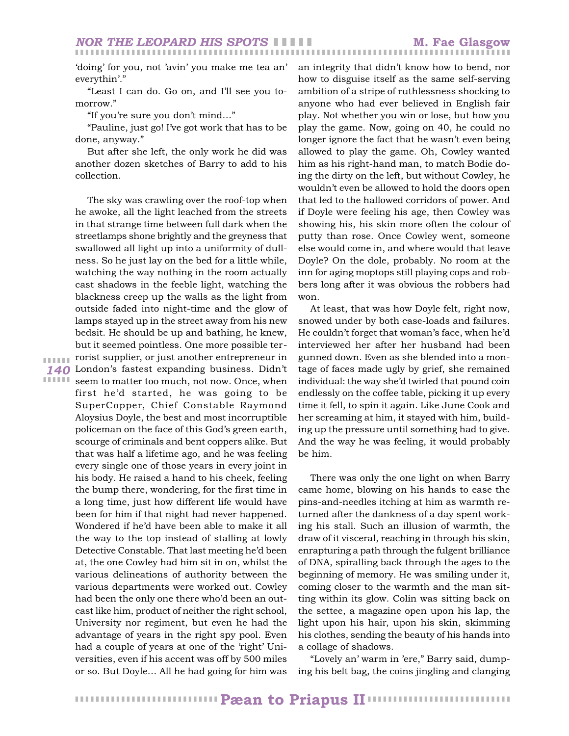'doing' for you, not 'avin' you make me tea an' everythin'."

"Least I can do. Go on, and I'll see you tomorrow."

"If you're sure you don't mind…"

"Pauline, just go! I've got work that has to be done, anyway."

But after she left, the only work he did was another dozen sketches of Barry to add to his collection.

The sky was crawling over the roof-top when he awoke, all the light leached from the streets in that strange time between full dark when the streetlamps shone brightly and the greyness that swallowed all light up into a uniformity of dullness. So he just lay on the bed for a little while, watching the way nothing in the room actually cast shadows in the feeble light, watching the blackness creep up the walls as the light from outside faded into night-time and the glow of lamps stayed up in the street away from his new bedsit. He should be up and bathing, he knew, but it seemed pointless. One more possible terrorist supplier, or just another entrepreneur in London's fastest expanding business. Didn't seem to matter too much, not now. Once, when first he'd started, he was going to be SuperCopper, Chief Constable Raymond Aloysius Doyle, the best and most incorruptible policeman on the face of this God's green earth, scourge of criminals and bent coppers alike. But that was half a lifetime ago, and he was feeling every single one of those years in every joint in his body. He raised a hand to his cheek, feeling the bump there, wondering, for the first time in a long time, just how different life would have been for him if that night had never happened. Wondered if he'd have been able to make it all the way to the top instead of stalling at lowly Detective Constable. That last meeting he'd been at, the one Cowley had him sit in on, whilst the various delineations of authority between the various departments were worked out. Cowley had been the only one there who'd been an outcast like him, product of neither the right school, University nor regiment, but even he had the advantage of years in the right spy pool. Even had a couple of years at one of the 'right' Universities, even if his accent was off by 500 miles or so. But Doyle… All he had going for him was an integrity that didn't know how to bend, nor how to disguise itself as the same self-serving ambition of a stripe of ruthlessness shocking to anyone who had ever believed in English fair play. Not whether you win or lose, but how you play the game. Now, going on 40, he could no longer ignore the fact that he wasn't even being allowed to play the game. Oh, Cowley wanted him as his right-hand man, to match Bodie doing the dirty on the left, but without Cowley, he wouldn't even be allowed to hold the doors open that led to the hallowed corridors of power. And if Doyle were feeling his age, then Cowley was showing his, his skin more often the colour of putty than rose. Once Cowley went, someone else would come in, and where would that leave Doyle? On the dole, probably. No room at the inn for aging moptops still playing cops and robbers long after it was obvious the robbers had won.

At least, that was how Doyle felt, right now, snowed under by both case-loads and failures. He couldn't forget that woman's face, when he'd interviewed her after her husband had been gunned down. Even as she blended into a montage of faces made ugly by grief, she remained individual: the way she'd twirled that pound coin endlessly on the coffee table, picking it up every time it fell, to spin it again. Like June Cook and her screaming at him, it stayed with him, building up the pressure until something had to give. And the way he was feeling, it would probably be him.

There was only the one light on when Barry came home, blowing on his hands to ease the pins-and-needles itching at him as warmth returned after the dankness of a day spent working his stall. Such an illusion of warmth, the draw of it visceral, reaching in through his skin, enrapturing a path through the fulgent brilliance of DNA, spiralling back through the ages to the beginning of memory. He was smiling under it, coming closer to the warmth and the man sitting within its glow. Colin was sitting back on the settee, a magazine open upon his lap, the light upon his hair, upon his skin, skimming his clothes, sending the beauty of his hands into a collage of shadows.

"Lovely an' warm in 'ere," Barry said, dumping his belt bag, the coins jingling and clanging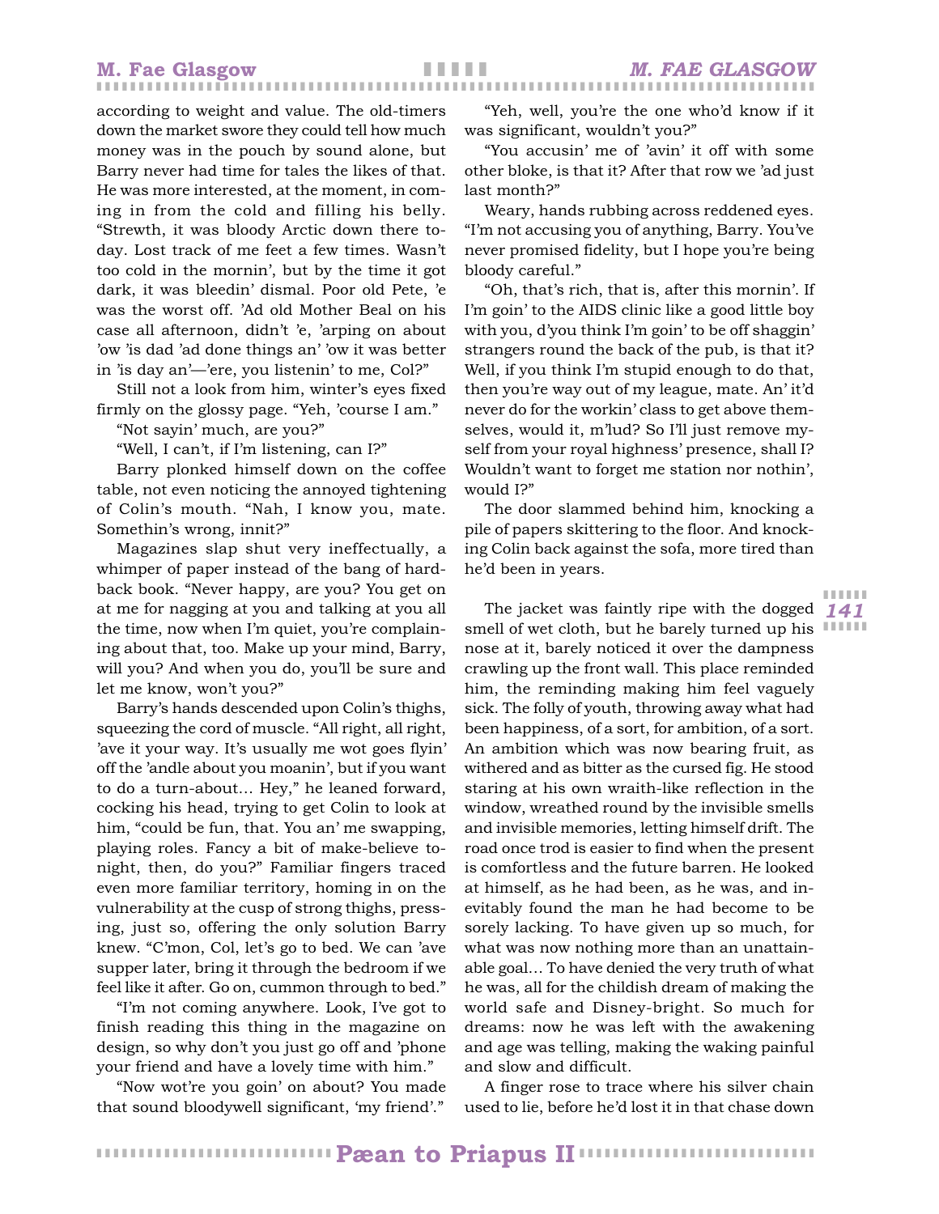according to weight and value. The old-timers down the market swore they could tell how much money was in the pouch by sound alone, but Barry never had time for tales the likes of that. He was more interested, at the moment, in coming in from the cold and filling his belly. "Strewth, it was bloody Arctic down there today. Lost track of me feet a few times. Wasn't too cold in the mornin', but by the time it got dark, it was bleedin' dismal. Poor old Pete, 'e was the worst off. 'Ad old Mother Beal on his case all afternoon, didn't 'e, 'arping on about 'ow 'is dad 'ad done things an' 'ow it was better in 'is day an'—'ere, you listenin' to me, Col?"

Still not a look from him, winter's eyes fixed firmly on the glossy page. "Yeh, 'course I am."

"Not sayin' much, are you?"

"Well, I can't, if I'm listening, can I?"

Barry plonked himself down on the coffee table, not even noticing the annoyed tightening of Colin's mouth. "Nah, I know you, mate. Somethin's wrong, innit?"

Magazines slap shut very ineffectually, a whimper of paper instead of the bang of hardback book. "Never happy, are you? You get on at me for nagging at you and talking at you all the time, now when I'm quiet, you're complaining about that, too. Make up your mind, Barry, will you? And when you do, you'll be sure and let me know, won't you?"

Barry's hands descended upon Colin's thighs, squeezing the cord of muscle. "All right, all right, 'ave it your way. It's usually me wot goes flyin' off the 'andle about you moanin', but if you want to do a turn-about… Hey," he leaned forward, cocking his head, trying to get Colin to look at him, "could be fun, that. You an' me swapping, playing roles. Fancy a bit of make-believe tonight, then, do you?" Familiar fingers traced even more familiar territory, homing in on the vulnerability at the cusp of strong thighs, pressing, just so, offering the only solution Barry knew. "C'mon, Col, let's go to bed. We can 'ave supper later, bring it through the bedroom if we feel like it after. Go on, cummon through to bed."

"I'm not coming anywhere. Look, I've got to finish reading this thing in the magazine on design, so why don't you just go off and 'phone your friend and have a lovely time with him."

"Now wot're you goin' on about? You made that sound bloodywell significant, 'my friend'."

"Yeh, well, you're the one who'd know if it was significant, wouldn't you?"

"You accusin' me of 'avin' it off with some other bloke, is that it? After that row we 'ad just last month?"

Weary, hands rubbing across reddened eyes. "I'm not accusing you of anything, Barry. You've never promised fidelity, but I hope you're being bloody careful."

"Oh, that's rich, that is, after this mornin'. If I'm goin' to the AIDS clinic like a good little boy with you, d'you think I'm goin' to be off shaggin' strangers round the back of the pub, is that it? Well, if you think I'm stupid enough to do that, then you're way out of my league, mate. An' it'd never do for the workin' class to get above themselves, would it, m'lud? So I'll just remove myself from your royal highness' presence, shall I? Wouldn't want to forget me station nor nothin', would I?"

The door slammed behind him, knocking a pile of papers skittering to the floor. And knocking Colin back against the sofa, more tired than he'd been in years.

The jacket was faintly ripe with the dogged smell of wet cloth, but he barely turned up his nose at it, barely noticed it over the dampness crawling up the front wall. This place reminded him, the reminding making him feel vaguely sick. The folly of youth, throwing away what had been happiness, of a sort, for ambition, of a sort. An ambition which was now bearing fruit, as withered and as bitter as the cursed fig. He stood staring at his own wraith-like reflection in the window, wreathed round by the invisible smells and invisible memories, letting himself drift. The road once trod is easier to find when the present is comfortless and the future barren. He looked at himself, as he had been, as he was, and inevitably found the man he had become to be sorely lacking. To have given up so much, for what was now nothing more than an unattainable goal… To have denied the very truth of what he was, all for the childish dream of making the world safe and Disney-bright. So much for dreams: now he was left with the awakening and age was telling, making the waking painful and slow and difficult.

A finger rose to trace where his silver chain used to lie, before he'd lost it in that chase down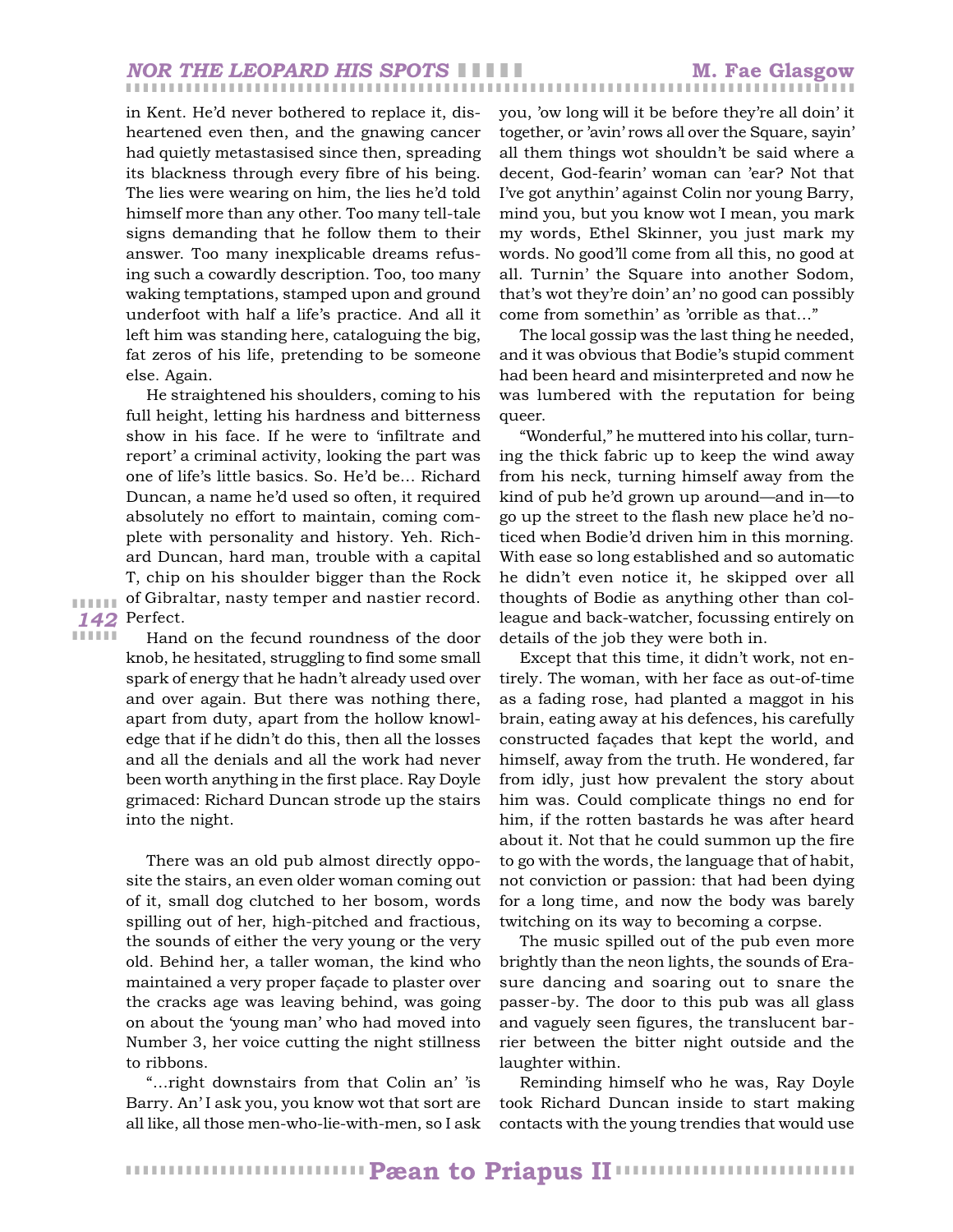in Kent. He'd never bothered to replace it, disheartened even then, and the gnawing cancer had quietly metastasised since then, spreading its blackness through every fibre of his being. The lies were wearing on him, the lies he'd told himself more than any other. Too many tell-tale signs demanding that he follow them to their answer. Too many inexplicable dreams refusing such a cowardly description. Too, too many waking temptations, stamped upon and ground underfoot with half a life's practice. And all it left him was standing here, cataloguing the big, fat zeros of his life, pretending to be someone else. Again.

He straightened his shoulders, coming to his full height, letting his hardness and bitterness show in his face. If he were to 'infiltrate and report' a criminal activity, looking the part was one of life's little basics. So. He'd be… Richard Duncan, a name he'd used so often, it required absolutely no effort to maintain, coming complete with personality and history. Yeh. Richard Duncan, hard man, trouble with a capital T, chip on his shoulder bigger than the Rock of Gibraltar, nasty temper and nastier record. Perfect.

Hand on the fecund roundness of the door knob, he hesitated, struggling to find some small spark of energy that he hadn't already used over and over again. But there was nothing there, apart from duty, apart from the hollow knowledge that if he didn't do this, then all the losses and all the denials and all the work had never been worth anything in the first place. Ray Doyle grimaced: Richard Duncan strode up the stairs into the night.

There was an old pub almost directly opposite the stairs, an even older woman coming out of it, small dog clutched to her bosom, words spilling out of her, high-pitched and fractious, the sounds of either the very young or the very old. Behind her, a taller woman, the kind who maintained a very proper façade to plaster over the cracks age was leaving behind, was going on about the 'young man' who had moved into Number 3, her voice cutting the night stillness to ribbons.

"…right downstairs from that Colin an' 'is Barry. An' I ask you, you know wot that sort are all like, all those men-who-lie-with-men, so I ask you, 'ow long will it be before they're all doin' it together, or 'avin' rows all over the Square, sayin' all them things wot shouldn't be said where a decent, God-fearin' woman can 'ear? Not that I've got anythin' against Colin nor young Barry, mind you, but you know wot I mean, you mark my words, Ethel Skinner, you just mark my words. No good'll come from all this, no good at all. Turnin' the Square into another Sodom, that's wot they're doin' an' no good can possibly come from somethin' as 'orrible as that…"

The local gossip was the last thing he needed, and it was obvious that Bodie's stupid comment had been heard and misinterpreted and now he was lumbered with the reputation for being queer.

"Wonderful," he muttered into his collar, turning the thick fabric up to keep the wind away from his neck, turning himself away from the kind of pub he'd grown up around—and in—to go up the street to the flash new place he'd noticed when Bodie'd driven him in this morning. With ease so long established and so automatic he didn't even notice it, he skipped over all thoughts of Bodie as anything other than colleague and back-watcher, focussing entirely on details of the job they were both in.

Except that this time, it didn't work, not entirely. The woman, with her face as out-of-time as a fading rose, had planted a maggot in his brain, eating away at his defences, his carefully constructed façades that kept the world, and himself, away from the truth. He wondered, far from idly, just how prevalent the story about him was. Could complicate things no end for him, if the rotten bastards he was after heard about it. Not that he could summon up the fire to go with the words, the language that of habit, not conviction or passion: that had been dying for a long time, and now the body was barely twitching on its way to becoming a corpse.

The music spilled out of the pub even more brightly than the neon lights, the sounds of Erasure dancing and soaring out to snare the passer-by. The door to this pub was all glass and vaguely seen figures, the translucent barrier between the bitter night outside and the laughter within.

Reminding himself who he was, Ray Doyle took Richard Duncan inside to start making contacts with the young trendies that would use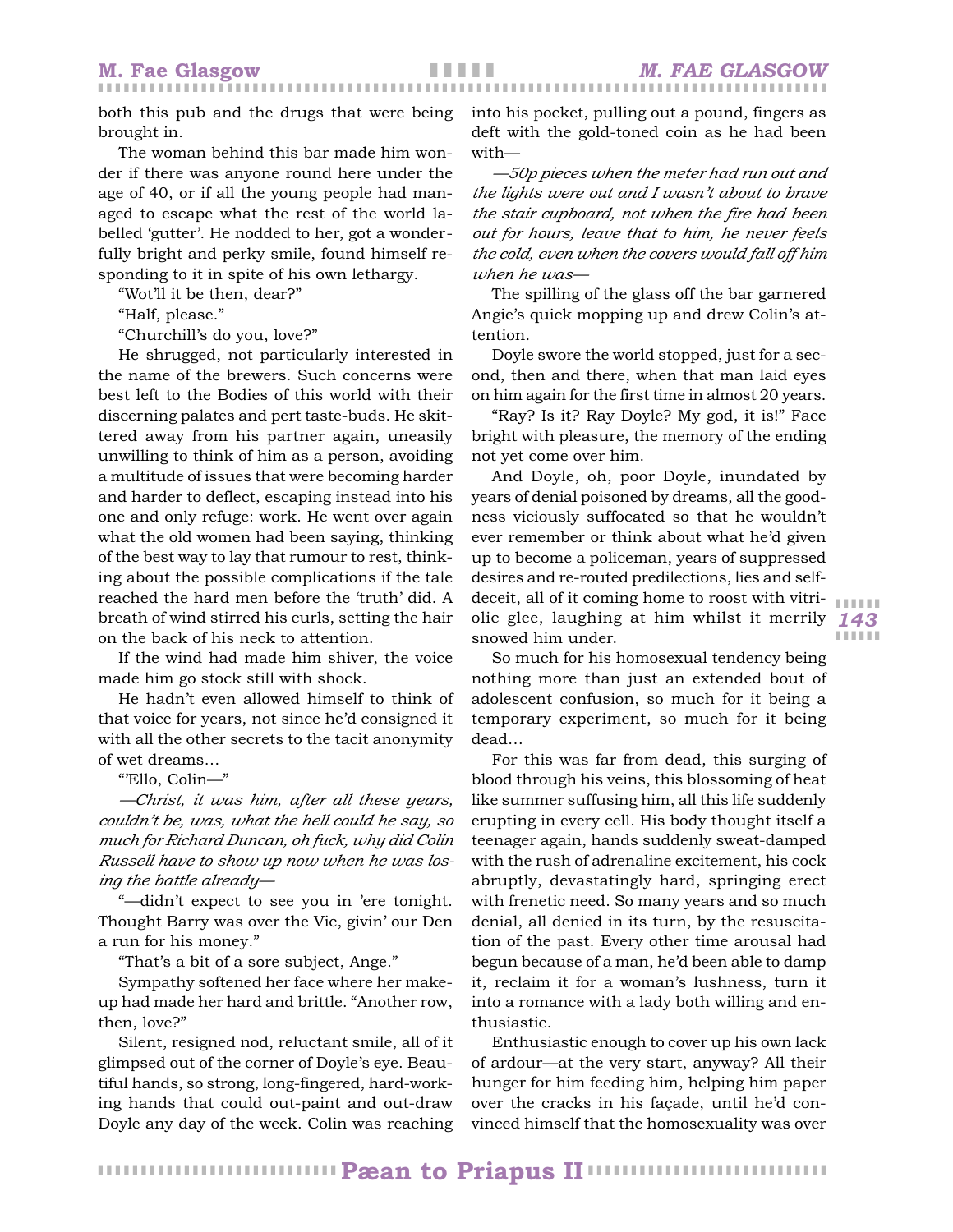both this pub and the drugs that were being brought in.

The woman behind this bar made him wonder if there was anyone round here under the age of 40, or if all the young people had managed to escape what the rest of the world labelled 'gutter'. He nodded to her, got a wonderfully bright and perky smile, found himself responding to it in spite of his own lethargy.

"Wot'll it be then, dear?"

"Half, please."

"Churchill's do you, love?"

He shrugged, not particularly interested in the name of the brewers. Such concerns were best left to the Bodies of this world with their discerning palates and pert taste-buds. He skittered away from his partner again, uneasily unwilling to think of him as a person, avoiding a multitude of issues that were becoming harder and harder to deflect, escaping instead into his one and only refuge: work. He went over again what the old women had been saying, thinking of the best way to lay that rumour to rest, thinking about the possible complications if the tale reached the hard men before the 'truth' did. A breath of wind stirred his curls, setting the hair on the back of his neck to attention.

If the wind had made him shiver, the voice made him go stock still with shock.

He hadn't even allowed himself to think of that voice for years, not since he'd consigned it with all the other secrets to the tacit anonymity of wet dreams…

"'Ello, Colin—"

*—Christ, it was him, after all these years, couldn't be, was, what the hell could he say, so much for Richard Duncan, oh fuck, why did Colin Russell have to show up now when he was losing the battle already—*

"—didn't expect to see you in 'ere tonight. Thought Barry was over the Vic, givin' our Den a run for his money."

"That's a bit of a sore subject, Ange."

Sympathy softened her face where her make-up had made her hard and brittle. "Another row, then, love?"

Silent, resigned nod, reluctant smile, all of it glimpsed out of the corner of Doyle's eye. Beautiful hands, so strong, long-fingered, hard-working hands that could out-paint and out-draw Doyle any day of the week. Colin was reaching into his pocket, pulling out a pound, fingers as deft with the gold-toned coin as he had been with—

*—50p pieces when the meter had run out and the lights were out and I wasn't about to brave the stair cupboard, not when the fire had been out for hours, leave that to him, he never feels the cold, even when the covers would fall off him when he was—*

The spilling of the glass off the bar garnered Angie's quick mopping up and drew Colin's attention.

Doyle swore the world stopped, just for a second, then and there, when that man laid eyes on him again for the first time in almost 20 years.

"Ray? Is it? Ray Doyle? My god, it is!" Face bright with pleasure, the memory of the ending not yet come over him.

And Doyle, oh, poor Doyle, inundated by years of denial poisoned by dreams, all the goodness viciously suffocated so that he wouldn't ever remember or think about what he'd given up to become a policeman, years of suppressed desires and re-routed predilections, lies and self-deceit, all of it coming home to roost with vitriolic glee, laughing at him whilst it merrily snowed him under.

So much for his homosexual tendency being nothing more than just an extended bout of adolescent confusion, so much for it being a temporary experiment, so much for it being dead…

For this was far from dead, this surging of blood through his veins, this blossoming of heat like summer suffusing him, all this life suddenly erupting in every cell. His body thought itself a teenager again, hands suddenly sweat-damped with the rush of adrenaline excitement, his cock abruptly, devastatingly hard, springing erect with frenetic need. So many years and so much denial, all denied in its turn, by the resuscitation of the past. Every other time arousal had begun because of a man, he'd been able to damp it, reclaim it for a woman's lushness, turn it into a romance with a lady both willing and enthusiastic.

Enthusiastic enough to cover up his own lack of ardour—at the very start, anyway? All their hunger for him feeding him, helping him paper over the cracks in his façade, until he'd convinced himself that the homosexuality was over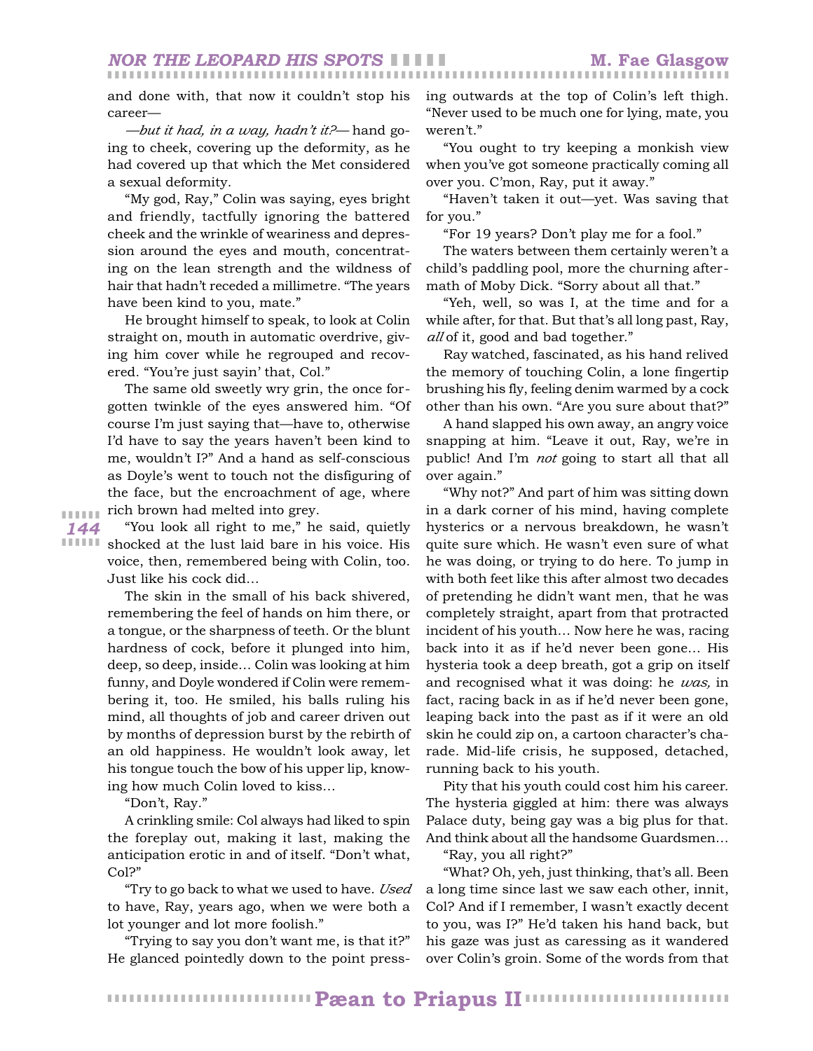and done with, that now it couldn't stop his career—

*—but it had, in a way, hadn't it?—* hand going to cheek, covering up the deformity, as he had covered up that which the Met considered a sexual deformity.

"My god, Ray," Colin was saying, eyes bright and friendly, tactfully ignoring the battered cheek and the wrinkle of weariness and depression around the eyes and mouth, concentrating on the lean strength and the wildness of hair that hadn't receded a millimetre. "The years have been kind to you, mate."

He brought himself to speak, to look at Colin straight on, mouth in automatic overdrive, giving him cover while he regrouped and recovered. "You're just sayin' that, Col."

The same old sweetly wry grin, the once forgotten twinkle of the eyes answered him. "Of course I'm just saying that—have to, otherwise I'd have to say the years haven't been kind to me, wouldn't I?" And a hand as self-conscious as Doyle's went to touch not the disfiguring of the face, but the encroachment of age, where rich brown had melted into grey.

"You look all right to me," he said, quietly shocked at the lust laid bare in his voice. His voice, then, remembered being with Colin, too. Just like his cock did…

The skin in the small of his back shivered, remembering the feel of hands on him there, or a tongue, or the sharpness of teeth. Or the blunt hardness of cock, before it plunged into him, deep, so deep, inside… Colin was looking at him funny, and Doyle wondered if Colin were remembering it, too. He smiled, his balls ruling his mind, all thoughts of job and career driven out by months of depression burst by the rebirth of an old happiness. He wouldn't look away, let his tongue touch the bow of his upper lip, knowing how much Colin loved to kiss…

"Don't, Ray."

A crinkling smile: Col always had liked to spin the foreplay out, making it last, making the anticipation erotic in and of itself. "Don't what, Col?"

"Try to go back to what we used to have. *Used* to have, Ray, years ago, when we were both a lot younger and lot more foolish."

"Trying to say you don't want me, is that it?" He glanced pointedly down to the point pressing outwards at the top of Colin's left thigh. "Never used to be much one for lying, mate, you weren't."

"You ought to try keeping a monkish view when you've got someone practically coming all over you. C'mon, Ray, put it away."

"Haven't taken it out—yet. Was saving that for you."

"For 19 years? Don't play me for a fool."

The waters between them certainly weren't a child's paddling pool, more the churning aftermath of Moby Dick. "Sorry about all that."

"Yeh, well, so was I, at the time and for a while after, for that. But that's all long past, Ray, *all* of it, good and bad together."

Ray watched, fascinated, as his hand relived the memory of touching Colin, a lone fingertip brushing his fly, feeling denim warmed by a cock other than his own. "Are you sure about that?"

A hand slapped his own away, an angry voice snapping at him. "Leave it out, Ray, we're in public! And I'm *not* going to start all that all over again."

"Why not?" And part of him was sitting down in a dark corner of his mind, having complete hysterics or a nervous breakdown, he wasn't quite sure which. He wasn't even sure of what he was doing, or trying to do here. To jump in with both feet like this after almost two decades of pretending he didn't want men, that he was completely straight, apart from that protracted incident of his youth… Now here he was, racing back into it as if he'd never been gone… His hysteria took a deep breath, got a grip on itself and recognised what it was doing: he *was,* in fact, racing back in as if he'd never been gone, leaping back into the past as if it were an old skin he could zip on, a cartoon character's charade. Mid-life crisis, he supposed, detached, running back to his youth.

Pity that his youth could cost him his career. The hysteria giggled at him: there was always Palace duty, being gay was a big plus for that. And think about all the handsome Guardsmen…

"Ray, you all right?"

"What? Oh, yeh, just thinking, that's all. Been a long time since last we saw each other, innit, Col? And if I remember, I wasn't exactly decent to you, was I?" He'd taken his hand back, but his gaze was just as caressing as it wandered over Colin's groin. Some of the words from that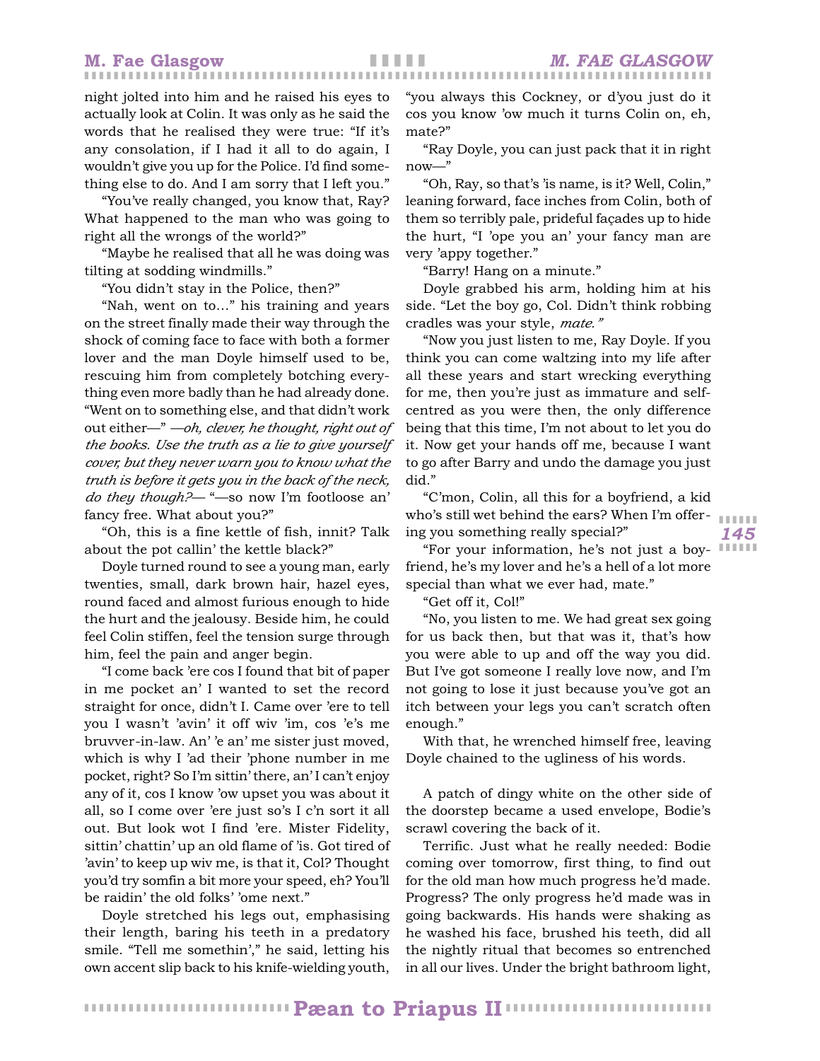night jolted into him and he raised his eyes to actually look at Colin. It was only as he said the words that he realised they were true: "If it's any consolation, if I had it all to do again, I wouldn't give you up for the Police. I'd find something else to do. And I am sorry that I left you."

"You've really changed, you know that, Ray? What happened to the man who was going to right all the wrongs of the world?"

"Maybe he realised that all he was doing was tilting at sodding windmills."

"You didn't stay in the Police, then?"

"Nah, went on to..." his training and years on the street finally made their way through the shock of coming face to face with both a former lover and the man Doyle himself used to be, rescuing him from completely botching everything even more badly than he had already done. "Went on to something else, and that didn't work out either—" *—oh, clever, he thought, right out of the books. Use the truth as a lie to give yourself cover, but they never warn you to know what the truth is before it gets you in the back of the neck, do they though?—* "—so now I'm footloose an' fancy free. What about you?"

"Oh, this is a fine kettle of fish, innit? Talk about the pot callin' the kettle black?"

Doyle turned round to see a young man, early twenties, small, dark brown hair, hazel eyes, round faced and almost furious enough to hide the hurt and the jealousy. Beside him, he could feel Colin stiffen, feel the tension surge through him, feel the pain and anger begin.

"I come back 'ere cos I found that bit of paper in me pocket an' I wanted to set the record straight for once, didn't I. Came over 'ere to tell you I wasn't 'avin' it off wiv 'im, cos 'e's me bruvver-in-law. An' 'e an' me sister just moved, which is why I 'ad their 'phone number in me pocket, right? So I'm sittin' there, an' I can't enjoy any of it, cos I know 'ow upset you was about it all, so I come over 'ere just so's I c'n sort it all out. But look wot I find 'ere. Mister Fidelity, sittin' chattin' up an old flame of 'is. Got tired of 'avin' to keep up wiv me, is that it, Col? Thought you'd try somfin a bit more your speed, eh? You'll be raidin' the old folks' 'ome next."

Doyle stretched his legs out, emphasising their length, baring his teeth in a predatory smile. "Tell me somethin'," he said, letting his own accent slip back to his knife-wielding youth, "you always this Cockney, or d'you just do it cos you know 'ow much it turns Colin on, eh, mate?"

"Ray Doyle, you can just pack that it in right now—"

"Oh, Ray, so that's 'is name, is it? Well, Colin," leaning forward, face inches from Colin, both of them so terribly pale, prideful façades up to hide the hurt, "I 'ope you an' your fancy man are very 'appy together."

"Barry! Hang on a minute."

Doyle grabbed his arm, holding him at his side. "Let the boy go, Col. Didn't think robbing cradles was your style, *mate.*"

"Now you just listen to me, Ray Doyle. If you think you can come waltzing into my life after all these years and start wrecking everything for me, then you're just as immature and self-centred as you were then, the only difference being that this time, I'm not about to let you do it. Now get your hands off me, because I want to go after Barry and undo the damage you just did."

"C'mon, Colin, all this for a boyfriend, a kid who's still wet behind the ears? When I'm offering you something really special?"

"For your information, he's not just a boyfriend, he's my lover and he's a hell of a lot more special than what we ever had, mate."

"Get off it, Col!"

"No, you listen to me. We had great sex going for us back then, but that was it, that's how you were able to up and off the way you did. But I've got someone I really love now, and I'm not going to lose it just because you've got an itch between your legs you can't scratch often enough."

With that, he wrenched himself free, leaving Doyle chained to the ugliness of his words.

A patch of dingy white on the other side of the doorstep became a used envelope, Bodie's scrawl covering the back of it.

Terrific. Just what he really needed: Bodie coming over tomorrow, first thing, to find out for the old man how much progress he'd made. Progress? The only progress he'd made was in going backwards. His hands were shaking as he washed his face, brushed his teeth, did all the nightly ritual that becomes so entrenched in all our lives. Under the bright bathroom light,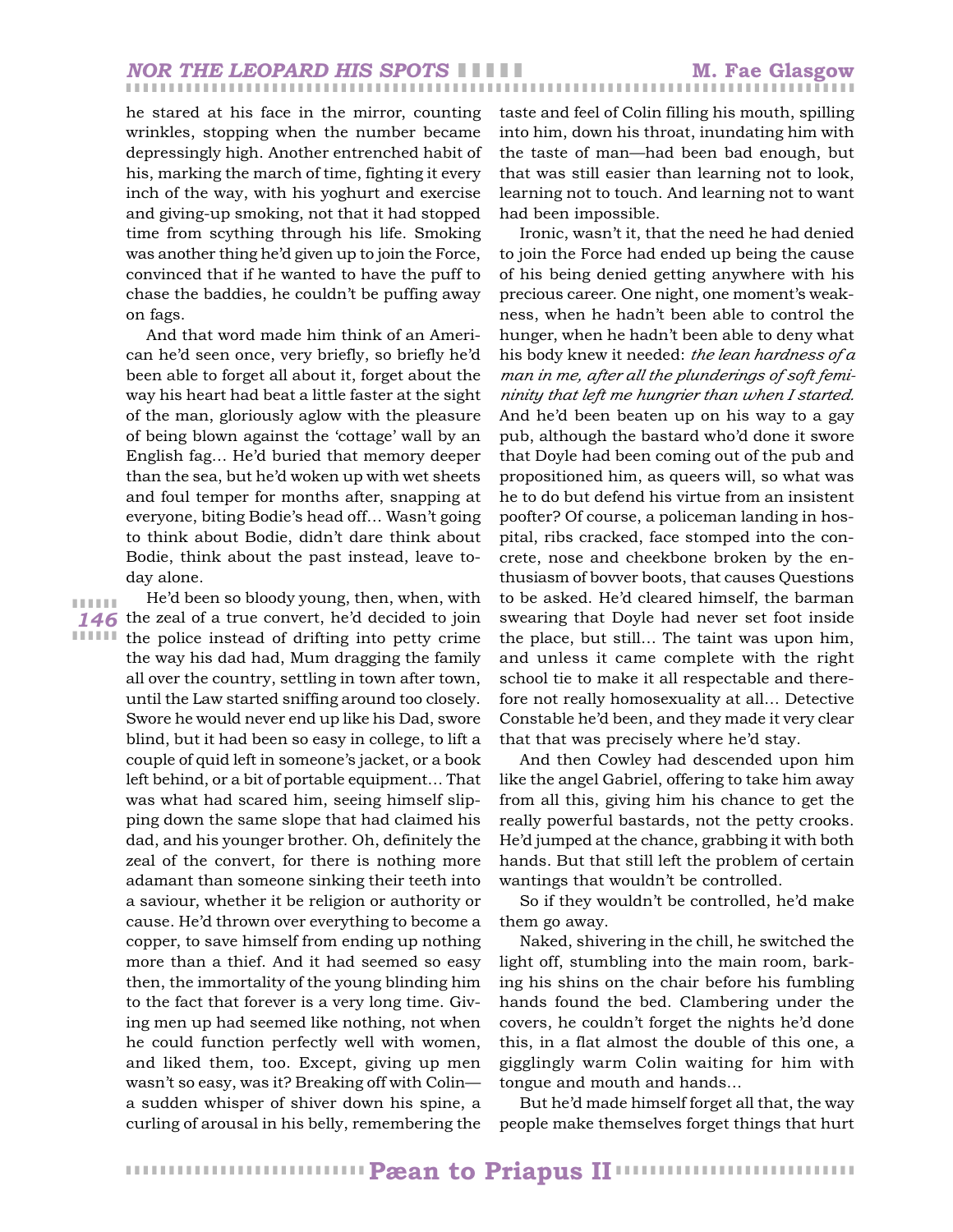he stared at his face in the mirror, counting wrinkles, stopping when the number became depressingly high. Another entrenched habit of his, marking the march of time, fighting it every inch of the way, with his yoghurt and exercise and giving-up smoking, not that it had stopped time from scything through his life. Smoking was another thing he'd given up to join the Force, convinced that if he wanted to have the puff to chase the baddies, he couldn't be puffing away on fags.

And that word made him think of an American he'd seen once, very briefly, so briefly he'd been able to forget all about it, forget about the way his heart had beat a little faster at the sight of the man, gloriously aglow with the pleasure of being blown against the 'cottage' wall by an English fag… He'd buried that memory deeper than the sea, but he'd woken up with wet sheets and foul temper for months after, snapping at everyone, biting Bodie's head off… Wasn't going to think about Bodie, didn't dare think about Bodie, think about the past instead, leave today alone.

He'd been so bloody young, then, when, with the zeal of a true convert, he'd decided to join the police instead of drifting into petty crime the way his dad had, Mum dragging the family all over the country, settling in town after town, until the Law started sniffing around too closely. Swore he would never end up like his Dad, swore blind, but it had been so easy in college, to lift a couple of quid left in someone's jacket, or a book left behind, or a bit of portable equipment… That was what had scared him, seeing himself slipping down the same slope that had claimed his dad, and his younger brother. Oh, definitely the zeal of the convert, for there is nothing more adamant than someone sinking their teeth into a saviour, whether it be religion or authority or cause. He'd thrown over everything to become a copper, to save himself from ending up nothing more than a thief. And it had seemed so easy then, the immortality of the young blinding him to the fact that forever is a very long time. Giving men up had seemed like nothing, not when he could function perfectly well with women, and liked them, too. Except, giving up men wasn't so easy, was it? Breaking off with Colin—a sudden whisper of shiver down his spine, a curling of arousal in his belly, remembering the taste and feel of Colin filling his mouth, spilling into him, down his throat, inundating him with the taste of man—had been bad enough, but that was still easier than learning not to look, learning not to touch. And learning not to want had been impossible.

Ironic, wasn't it, that the need he had denied to join the Force had ended up being the cause of his being denied getting anywhere with his precious career. One night, one moment's weakness, when he hadn't been able to control the hunger, when he hadn't been able to deny what his body knew it needed: *the lean hardness of a man in me, after all the plunderings of soft femininity that left me hungrier than when I started.* And he'd been beaten up on his way to a gay pub, although the bastard who'd done it swore that Doyle had been coming out of the pub and propositioned him, as queers will, so what was he to do but defend his virtue from an insistent poofter? Of course, a policeman landing in hospital, ribs cracked, face stomped into the concrete, nose and cheekbone broken by the enthusiasm of bovver boots, that causes Questions to be asked. He'd cleared himself, the barman swearing that Doyle had never set foot inside the place, but still… The taint was upon him, and unless it came complete with the right school tie to make it all respectable and therefore not really homosexuality at all… Detective Constable he'd been, and they made it very clear that that was precisely where he'd stay.

And then Cowley had descended upon him like the angel Gabriel, offering to take him away from all this, giving him his chance to get the really powerful bastards, not the petty crooks. He'd jumped at the chance, grabbing it with both hands. But that still left the problem of certain wantings that wouldn't be controlled.

So if they wouldn't be controlled, he'd make them go away.

Naked, shivering in the chill, he switched the light off, stumbling into the main room, barking his shins on the chair before his fumbling hands found the bed. Clambering under the covers, he couldn't forget the nights he'd done this, in a flat almost the double of this one, a gigglingly warm Colin waiting for him with tongue and mouth and hands…

But he'd made himself forget all that, the way people make themselves forget things that hurt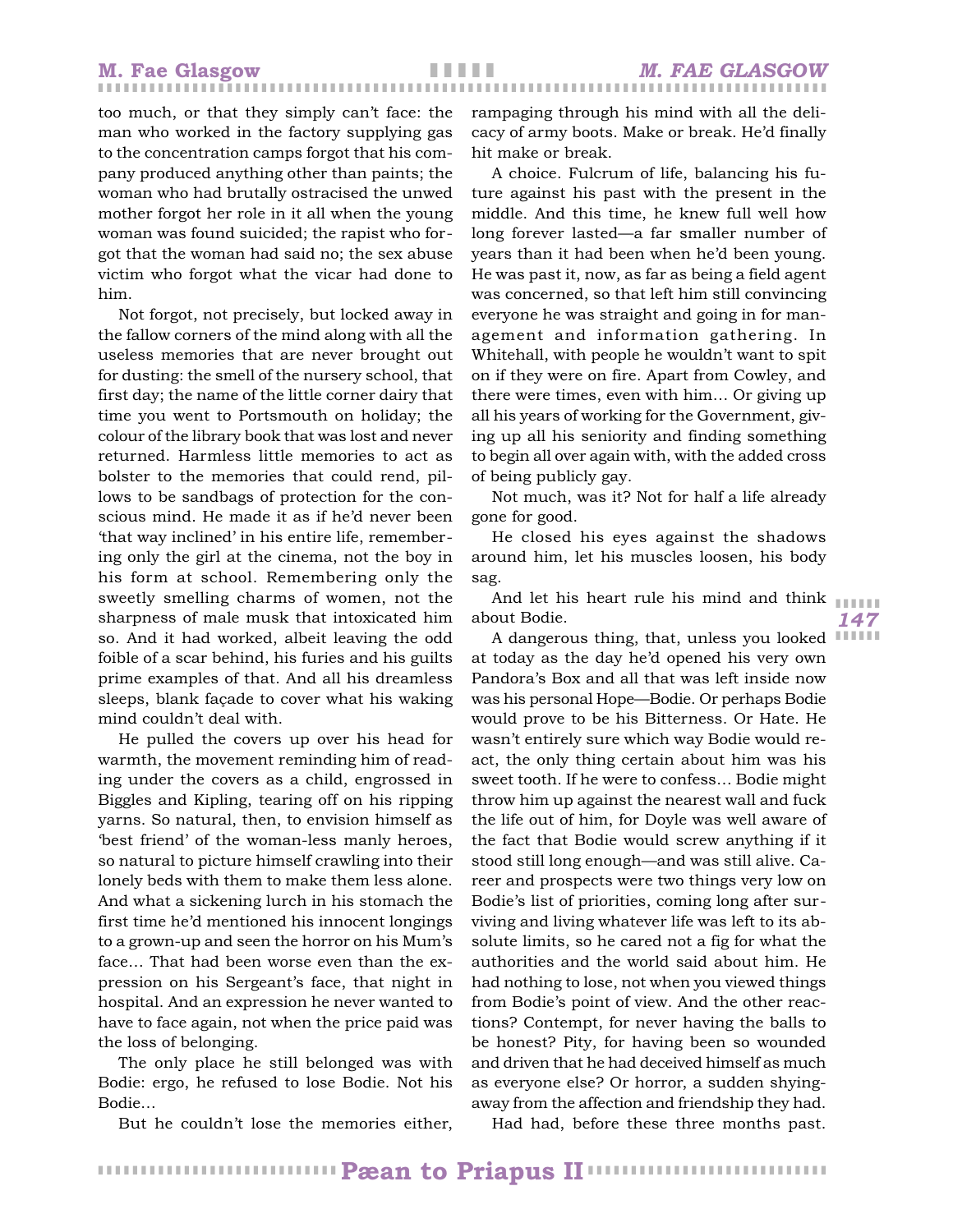too much, or that they simply can't face: the man who worked in the factory supplying gas to the concentration camps forgot that his company produced anything other than paints; the woman who had brutally ostracised the unwed mother forgot her role in it all when the young woman was found suicided; the rapist who forgot that the woman had said no; the sex abuse victim who forgot what the vicar had done to him.

Not forgot, not precisely, but locked away in the fallow corners of the mind along with all the useless memories that are never brought out for dusting: the smell of the nursery school, that first day; the name of the little corner dairy that time you went to Portsmouth on holiday; the colour of the library book that was lost and never returned. Harmless little memories to act as bolster to the memories that could rend, pillows to be sandbags of protection for the conscious mind. He made it as if he'd never been 'that way inclined' in his entire life, remembering only the girl at the cinema, not the boy in his form at school. Remembering only the sweetly smelling charms of women, not the sharpness of male musk that intoxicated him so. And it had worked, albeit leaving the odd foible of a scar behind, his furies and his guilts prime examples of that. And all his dreamless sleeps, blank façade to cover what his waking mind couldn't deal with.

He pulled the covers up over his head for warmth, the movement reminding him of reading under the covers as a child, engrossed in Biggles and Kipling, tearing off on his ripping yarns. So natural, then, to envision himself as 'best friend' of the woman-less manly heroes, so natural to picture himself crawling into their lonely beds with them to make them less alone. And what a sickening lurch in his stomach the first time he'd mentioned his innocent longings to a grown-up and seen the horror on his Mum's face… That had been worse even than the expression on his Sergeant's face, that night in hospital. And an expression he never wanted to have to face again, not when the price paid was the loss of belonging.

The only place he still belonged was with Bodie: ergo, he refused to lose Bodie. Not his Bodie…

But he couldn't lose the memories either, rampaging through his mind with all the delicacy of army boots. Make or break. He'd finally hit make or break.

A choice. Fulcrum of life, balancing his future against his past with the present in the middle. And this time, he knew full well how long forever lasted—a far smaller number of years than it had been when he'd been young. He was past it, now, as far as being a field agent was concerned, so that left him still convincing everyone he was straight and going in for management and information gathering. In Whitehall, with people he wouldn't want to spit on if they were on fire. Apart from Cowley, and there were times, even with him… Or giving up all his years of working for the Government, giving up all his seniority and finding something to begin all over again with, with the added cross of being publicly gay.

Not much, was it? Not for half a life already gone for good.

He closed his eyes against the shadows around him, let his muscles loosen, his body sag.

And let his heart rule his mind and think about Bodie.

A dangerous thing, that, unless you looked at today as the day he'd opened his very own Pandora's Box and all that was left inside now was his personal Hope—Bodie. Or perhaps Bodie would prove to be his Bitterness. Or Hate. He wasn't entirely sure which way Bodie would react, the only thing certain about him was his sweet tooth. If he were to confess… Bodie might throw him up against the nearest wall and fuck the life out of him, for Doyle was well aware of the fact that Bodie would screw anything if it stood still long enough—and was still alive. Career and prospects were two things very low on Bodie's list of priorities, coming long after surviving and living whatever life was left to its absolute limits, so he cared not a fig for what the authorities and the world said about him. He had nothing to lose, not when you viewed things from Bodie's point of view. And the other reactions? Contempt, for never having the balls to be honest? Pity, for having been so wounded and driven that he had deceived himself as much as everyone else? Or horror, a sudden shying-away from the affection and friendship they had.

Had had, before these three months past.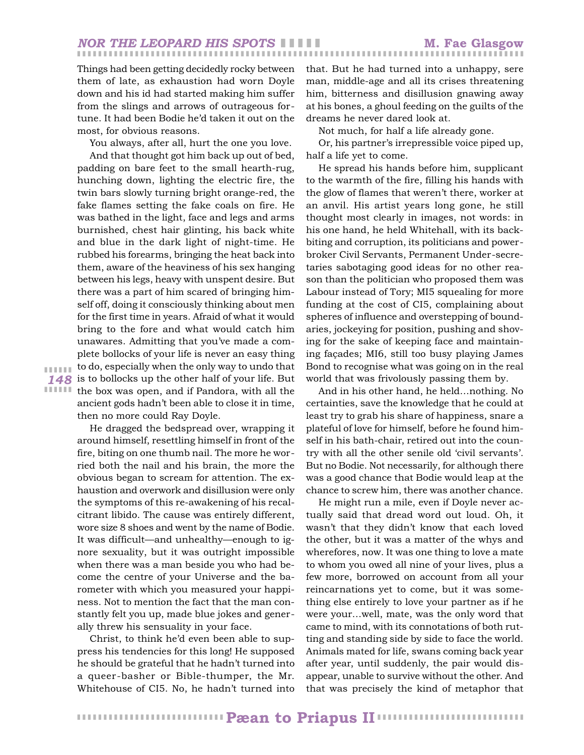Things had been getting decidedly rocky between them of late, as exhaustion had worn Doyle down and his id had started making him suffer from the slings and arrows of outrageous fortune. It had been Bodie he'd taken it out on the most, for obvious reasons.

You always, after all, hurt the one you love.

And that thought got him back up out of bed, padding on bare feet to the small hearth-rug, hunching down, lighting the electric fire, the twin bars slowly turning bright orange-red, the fake flames setting the fake coals on fire. He was bathed in the light, face and legs and arms burnished, chest hair glinting, his back white and blue in the dark light of night-time. He rubbed his forearms, bringing the heat back into them, aware of the heaviness of his sex hanging between his legs, heavy with unspent desire. But there was a part of him scared of bringing himself off, doing it consciously thinking about men for the first time in years. Afraid of what it would bring to the fore and what would catch him unawares. Admitting that you've made a complete bollocks of your life is never an easy thing to do, especially when the only way to undo that is to bollocks up the other half of your life. But the box was open, and if Pandora, with all the ancient gods hadn't been able to close it in time, then no more could Ray Doyle.

He dragged the bedspread over, wrapping it around himself, resettling himself in front of the fire, biting on one thumb nail. The more he worried both the nail and his brain, the more the obvious began to scream for attention. The exhaustion and overwork and disillusion were only the symptoms of this re-awakening of his recalcitrant libido. The cause was entirely different, wore size 8 shoes and went by the name of Bodie. It was difficult—and unhealthy—enough to ignore sexuality, but it was outright impossible when there was a man beside you who had become the centre of your Universe and the barometer with which you measured your happiness. Not to mention the fact that the man constantly felt you up, made blue jokes and generally threw his sensuality in your face.

Christ, to think he'd even been able to suppress his tendencies for this long! He supposed he should be grateful that he hadn't turned into a queer-basher or Bible-thumper, the Mr. Whitehouse of CI5. No, he hadn't turned into that. But he had turned into a unhappy, sere man, middle-age and all its crises threatening him, bitterness and disillusion gnawing away at his bones, a ghoul feeding on the guilts of the dreams he never dared look at.

Not much, for half a life already gone.

Or, his partner's irrepressible voice piped up, half a life yet to come.

He spread his hands before him, supplicant to the warmth of the fire, filling his hands with the glow of flames that weren't there, worker at an anvil. His artist years long gone, he still thought most clearly in images, not words: in his one hand, he held Whitehall, with its backbiting and corruption, its politicians and powerbroker Civil Servants, Permanent Under-secretaries sabotaging good ideas for no other reason than the politician who proposed them was Labour instead of Tory; MI5 squealing for more funding at the cost of CI5, complaining about spheres of influence and overstepping of boundaries, jockeying for position, pushing and shoving for the sake of keeping face and maintaining façades; MI6, still too busy playing James Bond to recognise what was going on in the real world that was frivolously passing them by.

And in his other hand, he held...nothing. No certainties, save the knowledge that he could at least try to grab his share of happiness, snare a plateful of love for himself, before he found himself in his bath-chair, retired out into the country with all the other senile old 'civil servants'. But no Bodie. Not necessarily, for although there was a good chance that Bodie would leap at the chance to screw him, there was another chance.

He might run a mile, even if Doyle never actually said that dread word out loud. Oh, it wasn't that they didn't know that each loved the other, but it was a matter of the whys and wherefores, now. It was one thing to love a mate to whom you owed all nine of your lives, plus a few more, borrowed on account from all your reincarnations yet to come, but it was something else entirely to love your partner as if he were your...well, mate, was the only word that came to mind, with its connotations of both rutting and standing side by side to face the world. Animals mated for life, swans coming back year after year, until suddenly, the pair would disappear, unable to survive without the other. And that was precisely the kind of metaphor that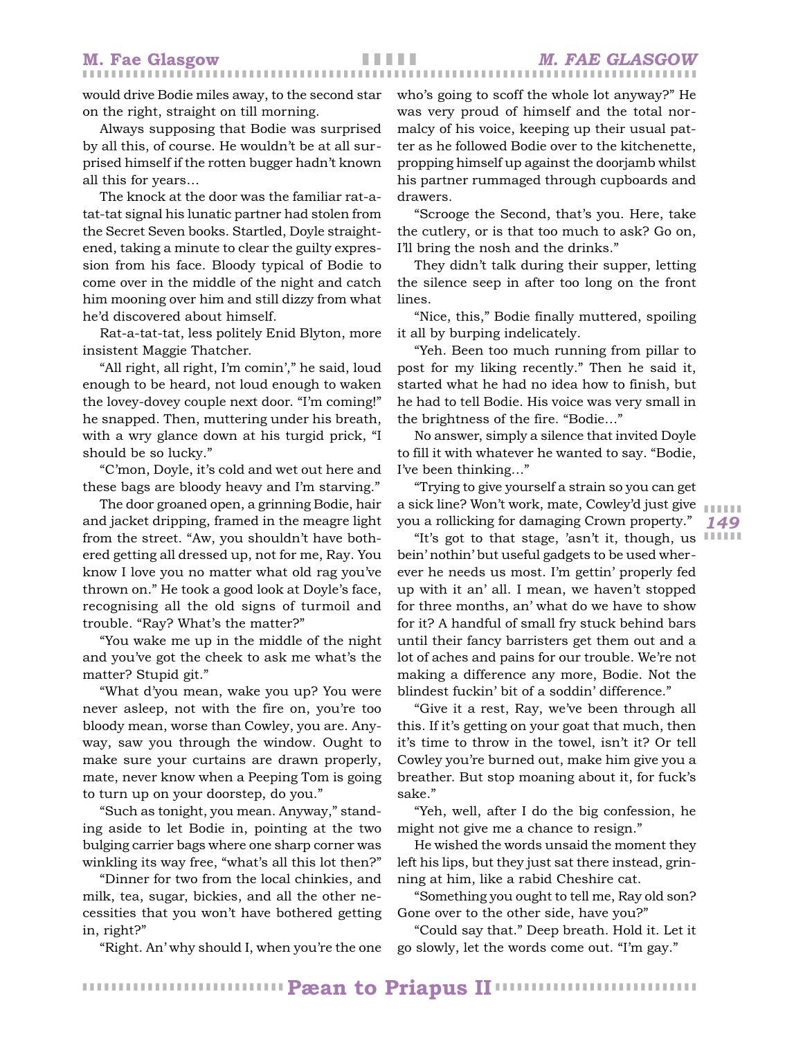would drive Bodie miles away, to the second star on the right, straight on till morning.

Always supposing that Bodie was surprised by all this, of course. He wouldn't be at all surprised himself if the rotten bugger hadn't known all this for years…

The knock at the door was the familiar rat-a-tat-tat signal his lunatic partner had stolen from the Secret Seven books. Startled, Doyle straightened, taking a minute to clear the guilty expression from his face. Bloody typical of Bodie to come over in the middle of the night and catch him mooning over him and still dizzy from what he'd discovered about himself.

Rat-a-tat-tat, less politely Enid Blyton, more insistent Maggie Thatcher.

"All right, all right, I'm comin'," he said, loud enough to be heard, not loud enough to waken the lovey-dovey couple next door. "I'm coming!" he snapped. Then, muttering under his breath, with a wry glance down at his turgid prick, "I should be so lucky."

"C'mon, Doyle, it's cold and wet out here and these bags are bloody heavy and I'm starving."

The door groaned open, a grinning Bodie, hair and jacket dripping, framed in the meagre light from the street. "Aw, you shouldn't have bothered getting all dressed up, not for me, Ray. You know I love you no matter what old rag you've thrown on." He took a good look at Doyle's face, recognising all the old signs of turmoil and trouble. "Ray? What's the matter?"

"You wake me up in the middle of the night and you've got the cheek to ask me what's the matter? Stupid git."

"What d'you mean, wake you up? You were never asleep, not with the fire on, you're too bloody mean, worse than Cowley, you are. Anyway, saw you through the window. Ought to make sure your curtains are drawn properly, mate, never know when a Peeping Tom is going to turn up on your doorstep, do you."

"Such as tonight, you mean. Anyway," standing aside to let Bodie in, pointing at the two bulging carrier bags where one sharp corner was winkling its way free, "what's all this lot then?"

"Dinner for two from the local chinkies, and milk, tea, sugar, bickies, and all the other necessities that you won't have bothered getting in, right?"

"Right. An' why should I, when you're the one who's going to scoff the whole lot anyway?" He was very proud of himself and the total normalcy of his voice, keeping up their usual patter as he followed Bodie over to the kitchenette, propping himself up against the doorjamb whilst his partner rummaged through cupboards and drawers.

"Scrooge the Second, that's you. Here, take the cutlery, or is that too much to ask? Go on, I'll bring the nosh and the drinks."

They didn't talk during their supper, letting the silence seep in after too long on the front lines.

"Nice, this," Bodie finally muttered, spoiling it all by burping indelicately.

"Yeh. Been too much running from pillar to post for my liking recently." Then he said it, started what he had no idea how to finish, but he had to tell Bodie. His voice was very small in the brightness of the fire. "Bodie…"

No answer, simply a silence that invited Doyle to fill it with whatever he wanted to say. "Bodie, I've been thinking…"

"Trying to give yourself a strain so you can get a sick line? Won't work, mate, Cowley'd just give you a rollicking for damaging Crown property."

"It's got to that stage, 'asn't it, though, us bein' nothin' but useful gadgets to be used wherever he needs us most. I'm gettin' properly fed up with it an' all. I mean, we haven't stopped for three months, an' what do we have to show for it? A handful of small fry stuck behind bars until their fancy barristers get them out and a lot of aches and pains for our trouble. We're not making a difference any more, Bodie. Not the blindest fuckin' bit of a soddin' difference."

"Give it a rest, Ray, we've been through all this. If it's getting on your goat that much, then it's time to throw in the towel, isn't it? Or tell Cowley you're burned out, make him give you a breather. But stop moaning about it, for fuck's sake."

"Yeh, well, after I do the big confession, he might not give me a chance to resign."

He wished the words unsaid the moment they left his lips, but they just sat there instead, grinning at him, like a rabid Cheshire cat.

"Something you ought to tell me, Ray old son? Gone over to the other side, have you?"

"Could say that." Deep breath. Hold it. Let it go slowly, let the words come out. "I'm gay."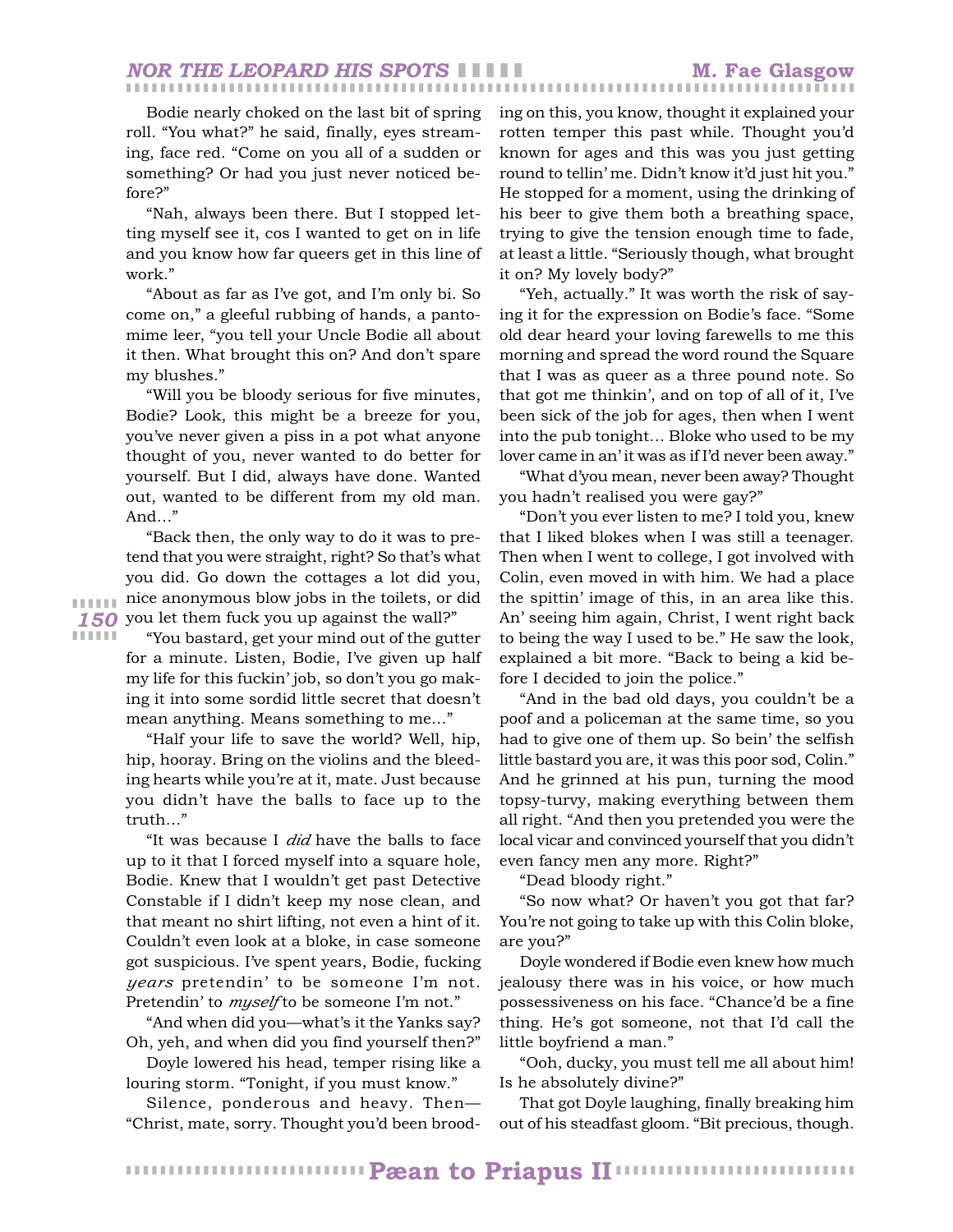Bodie nearly choked on the last bit of spring roll. "You what?" he said, finally, eyes streaming, face red. "Come on you all of a sudden or something? Or had you just never noticed before?"

"Nah, always been there. But I stopped letting myself see it, cos I wanted to get on in life and you know how far queers get in this line of work."

"About as far as I've got, and I'm only bi. So come on," a gleeful rubbing of hands, a pantomime leer, "you tell your Uncle Bodie all about it then. What brought this on? And don't spare my blushes."

"Will you be bloody serious for five minutes, Bodie? Look, this might be a breeze for you, you've never given a piss in a pot what anyone thought of you, never wanted to do better for yourself. But I did, always have done. Wanted out, wanted to be different from my old man. And…"

"Back then, the only way to do it was to pretend that you were straight, right? So that's what you did. Go down the cottages a lot did you, nice anonymous blow jobs in the toilets, or did you let them fuck you up against the wall?"

"You bastard, get your mind out of the gutter for a minute. Listen, Bodie, I've given up half my life for this fuckin' job, so don't you go making it into some sordid little secret that doesn't mean anything. Means something to me…"

"Half your life to save the world? Well, hip, hip, hooray. Bring on the violins and the bleeding hearts while you're at it, mate. Just because you didn't have the balls to face up to the truth…"

"It was because I *did* have the balls to face up to it that I forced myself into a square hole, Bodie. Knew that I wouldn't get past Detective Constable if I didn't keep my nose clean, and that meant no shirt lifting, not even a hint of it. Couldn't even look at a bloke, in case someone got suspicious. I've spent years, Bodie, fucking *years* pretendin' to be someone I'm not. Pretendin' to *myself* to be someone I'm not."

"And when did you—what's it the Yanks say? Oh, yeh, and when did you find yourself then?"

Doyle lowered his head, temper rising like a louring storm. "Tonight, if you must know."

Silence, ponderous and heavy. Then—"Christ, mate, sorry. Thought you'd been brooding on this, you know, thought it explained your rotten temper this past while. Thought you'd known for ages and this was you just getting round to tellin' me. Didn't know it'd just hit you." He stopped for a moment, using the drinking of his beer to give them both a breathing space, trying to give the tension enough time to fade, at least a little. "Seriously though, what brought it on? My lovely body?"

"Yeh, actually." It was worth the risk of saying it for the expression on Bodie's face. "Some old dear heard your loving farewells to me this morning and spread the word round the Square that I was as queer as a three pound note. So that got me thinkin', and on top of all of it, I've been sick of the job for ages, then when I went into the pub tonight… Bloke who used to be my lover came in an' it was as if I'd never been away."

"What d'you mean, never been away? Thought you hadn't realised you were gay?"

"Don't you ever listen to me? I told you, knew that I liked blokes when I was still a teenager. Then when I went to college, I got involved with Colin, even moved in with him. We had a place the spittin' image of this, in an area like this. An' seeing him again, Christ, I went right back to being the way I used to be." He saw the look, explained a bit more. "Back to being a kid before I decided to join the police."

"And in the bad old days, you couldn't be a poof and a policeman at the same time, so you had to give one of them up. So bein' the selfish little bastard you are, it was this poor sod, Colin." And he grinned at his pun, turning the mood topsy-turvy, making everything between them all right. "And then you pretended you were the local vicar and convinced yourself that you didn't even fancy men any more. Right?"

"Dead bloody right."

"So now what? Or haven't you got that far? You're not going to take up with this Colin bloke, are you?"

Doyle wondered if Bodie even knew how much jealousy there was in his voice, or how much possessiveness on his face. "Chance'd be a fine thing. He's got someone, not that I'd call the little boyfriend a man."

"Ooh, ducky, you must tell me all about him! Is he absolutely divine?"

That got Doyle laughing, finally breaking him out of his steadfast gloom. "Bit precious, though.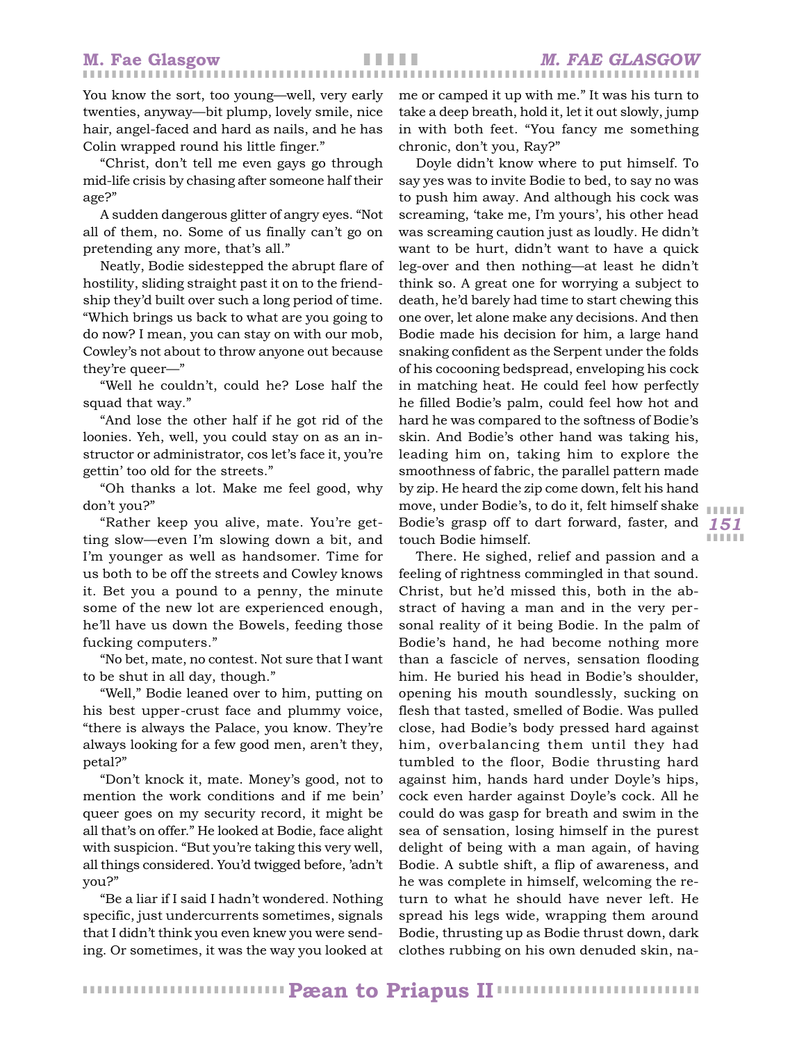You know the sort, too young—well, very early twenties, anyway—bit plump, lovely smile, nice hair, angel-faced and hard as nails, and he has Colin wrapped round his little finger."

"Christ, don't tell me even gays go through mid-life crisis by chasing after someone half their age?"

A sudden dangerous glitter of angry eyes. "Not all of them, no. Some of us finally can't go on pretending any more, that's all."

Neatly, Bodie sidestepped the abrupt flare of hostility, sliding straight past it on to the friendship they'd built over such a long period of time. "Which brings us back to what are you going to do now? I mean, you can stay on with our mob, Cowley's not about to throw anyone out because they're queer—"

"Well he couldn't, could he? Lose half the squad that way."

"And lose the other half if he got rid of the loonies. Yeh, well, you could stay on as an instructor or administrator, cos let's face it, you're gettin' too old for the streets."

"Oh thanks a lot. Make me feel good, why don't you?"

"Rather keep you alive, mate. You're getting slow—even I'm slowing down a bit, and I'm younger as well as handsomer. Time for us both to be off the streets and Cowley knows it. Bet you a pound to a penny, the minute some of the new lot are experienced enough, he'll have us down the Bowels, feeding those fucking computers."

"No bet, mate, no contest. Not sure that I want to be shut in all day, though."

"Well," Bodie leaned over to him, putting on his best upper-crust face and plummy voice, "there is always the Palace, you know. They're always looking for a few good men, aren't they, petal?"

"Don't knock it, mate. Money's good, not to mention the work conditions and if me bein' queer goes on my security record, it might be all that's on offer." He looked at Bodie, face alight with suspicion. "But you're taking this very well, all things considered. You'd twigged before, 'adn't you?"

"Be a liar if I said I hadn't wondered. Nothing specific, just undercurrents sometimes, signals that I didn't think you even knew you were sending. Or sometimes, it was the way you looked at me or camped it up with me." It was his turn to take a deep breath, hold it, let it out slowly, jump in with both feet. "You fancy me something chronic, don't you, Ray?"

Doyle didn't know where to put himself. To say yes was to invite Bodie to bed, to say no was to push him away. And although his cock was screaming, 'take me, I'm yours', his other head was screaming caution just as loudly. He didn't want to be hurt, didn't want to have a quick leg-over and then nothing—at least he didn't think so. A great one for worrying a subject to death, he'd barely had time to start chewing this one over, let alone make any decisions. And then Bodie made his decision for him, a large hand snaking confident as the Serpent under the folds of his cocooning bedspread, enveloping his cock in matching heat. He could feel how perfectly he filled Bodie's palm, could feel how hot and hard he was compared to the softness of Bodie's skin. And Bodie's other hand was taking his, leading him on, taking him to explore the smoothness of fabric, the parallel pattern made by zip. He heard the zip come down, felt his hand move, under Bodie's, to do it, felt himself shake Bodie's grasp off to dart forward, faster, and touch Bodie himself.

There. He sighed, relief and passion and a feeling of rightness commingled in that sound. Christ, but he'd missed this, both in the abstract of having a man and in the very personal reality of it being Bodie. In the palm of Bodie's hand, he had become nothing more than a fascicle of nerves, sensation flooding him. He buried his head in Bodie's shoulder, opening his mouth soundlessly, sucking on flesh that tasted, smelled of Bodie. Was pulled close, had Bodie's body pressed hard against him, overbalancing them until they had tumbled to the floor, Bodie thrusting hard against him, hands hard under Doyle's hips, cock even harder against Doyle's cock. All he could do was gasp for breath and swim in the sea of sensation, losing himself in the purest delight of being with a man again, of having Bodie. A subtle shift, a flip of awareness, and he was complete in himself, welcoming the return to what he should have never left. He spread his legs wide, wrapping them around Bodie, thrusting up as Bodie thrust down, dark clothes rubbing on his own denuded skin, na-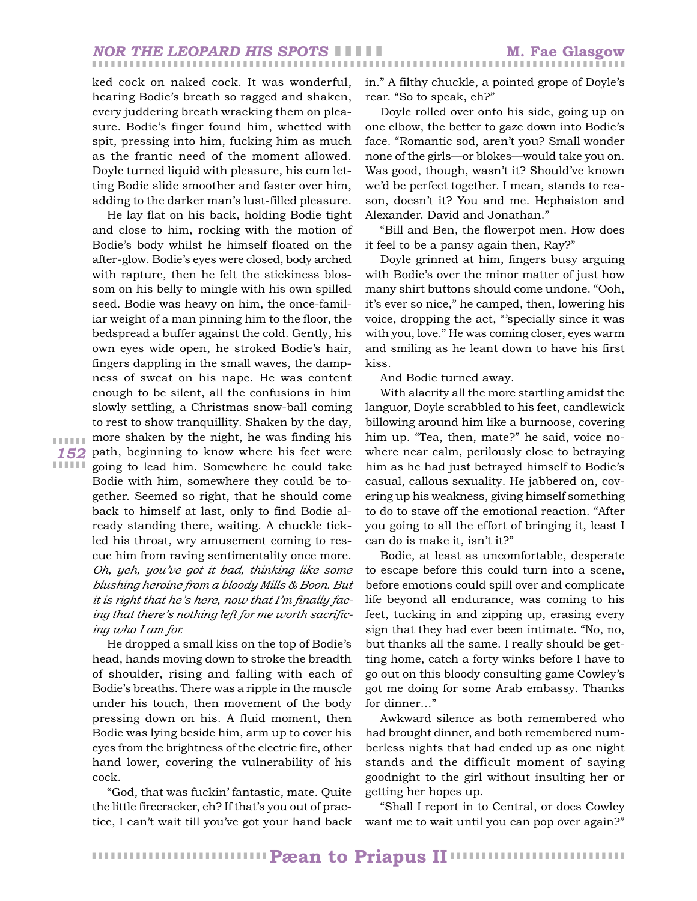ked cock on naked cock. It was wonderful, hearing Bodie's breath so ragged and shaken, every juddering breath wracking them on pleasure. Bodie's finger found him, whetted with spit, pressing into him, fucking him as much as the frantic need of the moment allowed. Doyle turned liquid with pleasure, his cum letting Bodie slide smoother and faster over him, adding to the darker man's lust-filled pleasure.

He lay flat on his back, holding Bodie tight and close to him, rocking with the motion of Bodie's body whilst he himself floated on the after-glow. Bodie's eyes were closed, body arched with rapture, then he felt the stickiness blossom on his belly to mingle with his own spilled seed. Bodie was heavy on him, the once-familiar weight of a man pinning him to the floor, the bedspread a buffer against the cold. Gently, his own eyes wide open, he stroked Bodie's hair, fingers dappling in the small waves, the dampness of sweat on his nape. He was content enough to be silent, all the confusions in him slowly settling, a Christmas snow-ball coming to rest to show tranquillity. Shaken by the day, more shaken by the night, he was finding his path, beginning to know where his feet were going to lead him. Somewhere he could take Bodie with him, somewhere they could be together. Seemed so right, that he should come back to himself at last, only to find Bodie already standing there, waiting. A chuckle tickled his throat, wry amusement coming to rescue him from raving sentimentality once more. *Oh, yeh, you've got it bad, thinking like some blushing heroine from a bloody Mills & Boon. But it is right that he's here, now that I'm finally facing that there's nothing left for me worth sacrificing who I am for.*

He dropped a small kiss on the top of Bodie's head, hands moving down to stroke the breadth of shoulder, rising and falling with each of Bodie's breaths. There was a ripple in the muscle under his touch, then movement of the body pressing down on his. A fluid moment, then Bodie was lying beside him, arm up to cover his eyes from the brightness of the electric fire, other hand lower, covering the vulnerability of his cock.

"God, that was fuckin' fantastic, mate. Quite the little firecracker, eh? If that's you out of practice, I can't wait till you've got your hand back in." A filthy chuckle, a pointed grope of Doyle's rear. "So to speak, eh?"

Doyle rolled over onto his side, going up on one elbow, the better to gaze down into Bodie's face. "Romantic sod, aren't you? Small wonder none of the girls—or blokes—would take you on. Was good, though, wasn't it? Should've known we'd be perfect together. I mean, stands to reason, doesn't it? You and me. Hephaiston and Alexander. David and Jonathan."

"Bill and Ben, the flowerpot men. How does it feel to be a pansy again then, Ray?"

Doyle grinned at him, fingers busy arguing with Bodie's over the minor matter of just how many shirt buttons should come undone. "Ooh, it's ever so nice," he camped, then, lowering his voice, dropping the act, "'specially since it was with you, love." He was coming closer, eyes warm and smiling as he leant down to have his first kiss.

And Bodie turned away.

With alacrity all the more startling amidst the languor, Doyle scrabbled to his feet, candlewick billowing around him like a burnoose, covering him up. "Tea, then, mate?" he said, voice nowhere near calm, perilously close to betraying him as he had just betrayed himself to Bodie's casual, callous sexuality. He jabbered on, covering up his weakness, giving himself something to do to stave off the emotional reaction. "After you going to all the effort of bringing it, least I can do is make it, isn't it?"

Bodie, at least as uncomfortable, desperate to escape before this could turn into a scene, before emotions could spill over and complicate life beyond all endurance, was coming to his feet, tucking in and zipping up, erasing every sign that they had ever been intimate. "No, no, but thanks all the same. I really should be getting home, catch a forty winks before I have to go out on this bloody consulting game Cowley's got me doing for some Arab embassy. Thanks for dinner…"

Awkward silence as both remembered who had brought dinner, and both remembered numberless nights that had ended up as one night stands and the difficult moment of saying goodnight to the girl without insulting her or getting her hopes up.

"Shall I report in to Central, or does Cowley want me to wait until you can pop over again?"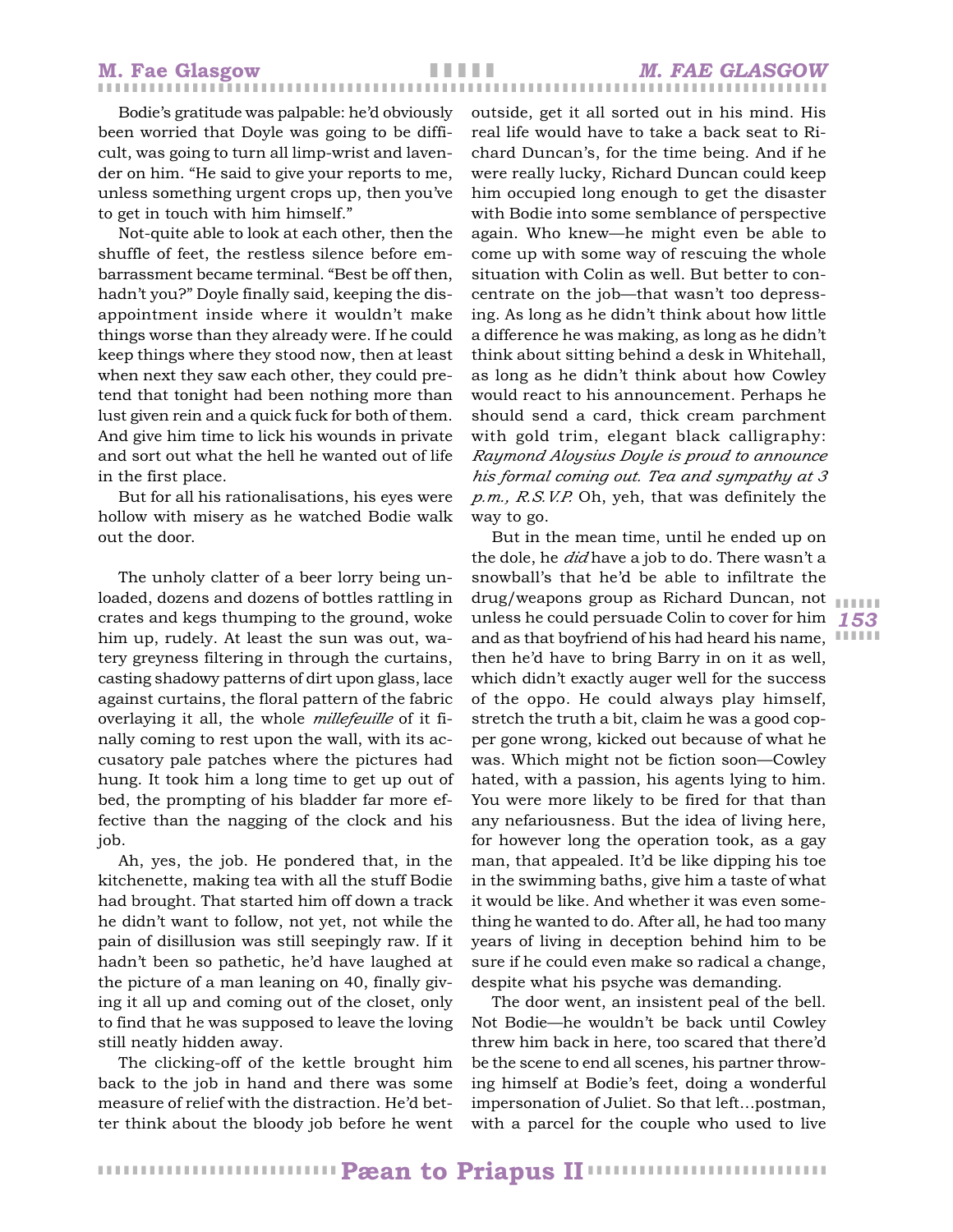Bodie's gratitude was palpable: he'd obviously been worried that Doyle was going to be difficult, was going to turn all limp-wrist and lavender on him. "He said to give your reports to me, unless something urgent crops up, then you've to get in touch with him himself."

Not-quite able to look at each other, then the shuffle of feet, the restless silence before embarrassment became terminal. "Best be off then, hadn't you?" Doyle finally said, keeping the disappointment inside where it wouldn't make things worse than they already were. If he could keep things where they stood now, then at least when next they saw each other, they could pretend that tonight had been nothing more than lust given rein and a quick fuck for both of them. And give him time to lick his wounds in private and sort out what the hell he wanted out of life in the first place.

But for all his rationalisations, his eyes were hollow with misery as he watched Bodie walk out the door.

The unholy clatter of a beer lorry being unloaded, dozens and dozens of bottles rattling in crates and kegs thumping to the ground, woke him up, rudely. At least the sun was out, watery greyness filtering in through the curtains, casting shadowy patterns of dirt upon glass, lace against curtains, the floral pattern of the fabric overlaying it all, the whole *millefeuille* of it finally coming to rest upon the wall, with its accusatory pale patches where the pictures had hung. It took him a long time to get up out of bed, the prompting of his bladder far more effective than the nagging of the clock and his job.

Ah, yes, the job. He pondered that, in the kitchenette, making tea with all the stuff Bodie had brought. That started him off down a track he didn't want to follow, not yet, not while the pain of disillusion was still seepingly raw. If it hadn't been so pathetic, he'd have laughed at the picture of a man leaning on 40, finally giving it all up and coming out of the closet, only to find that he was supposed to leave the loving still neatly hidden away.

The clicking-off of the kettle brought him back to the job in hand and there was some measure of relief with the distraction. He'd better think about the bloody job before he went outside, get it all sorted out in his mind. His real life would have to take a back seat to Richard Duncan's, for the time being. And if he were really lucky, Richard Duncan could keep him occupied long enough to get the disaster with Bodie into some semblance of perspective again. Who knew—he might even be able to come up with some way of rescuing the whole situation with Colin as well. But better to concentrate on the job—that wasn't too depressing. As long as he didn't think about how little a difference he was making, as long as he didn't think about sitting behind a desk in Whitehall, as long as he didn't think about how Cowley would react to his announcement. Perhaps he should send a card, thick cream parchment with gold trim, elegant black calligraphy: *Raymond Aloysius Doyle is proud to announce his formal coming out. Tea and sympathy at 3 p.m., R.S.V.P.* Oh, yeh, that was definitely the way to go.

But in the mean time, until he ended up on the dole, he *did* have a job to do. There wasn't a snowball's that he'd be able to infiltrate the drug/weapons group as Richard Duncan, not unless he could persuade Colin to cover for him and as that boyfriend of his had heard his name, then he'd have to bring Barry in on it as well, which didn't exactly auger well for the success of the oppo. He could always play himself, stretch the truth a bit, claim he was a good copper gone wrong, kicked out because of what he was. Which might not be fiction soon—Cowley hated, with a passion, his agents lying to him. You were more likely to be fired for that than any nefariousness. But the idea of living here, for however long the operation took, as a gay man, that appealed. It'd be like dipping his toe in the swimming baths, give him a taste of what it would be like. And whether it was even something he wanted to do. After all, he had too many years of living in deception behind him to be sure if he could even make so radical a change, despite what his psyche was demanding.

The door went, an insistent peal of the bell. Not Bodie—he wouldn't be back until Cowley threw him back in here, too scared that there'd be the scene to end all scenes, his partner throwing himself at Bodie's feet, doing a wonderful impersonation of Juliet. So that left…postman, with a parcel for the couple who used to live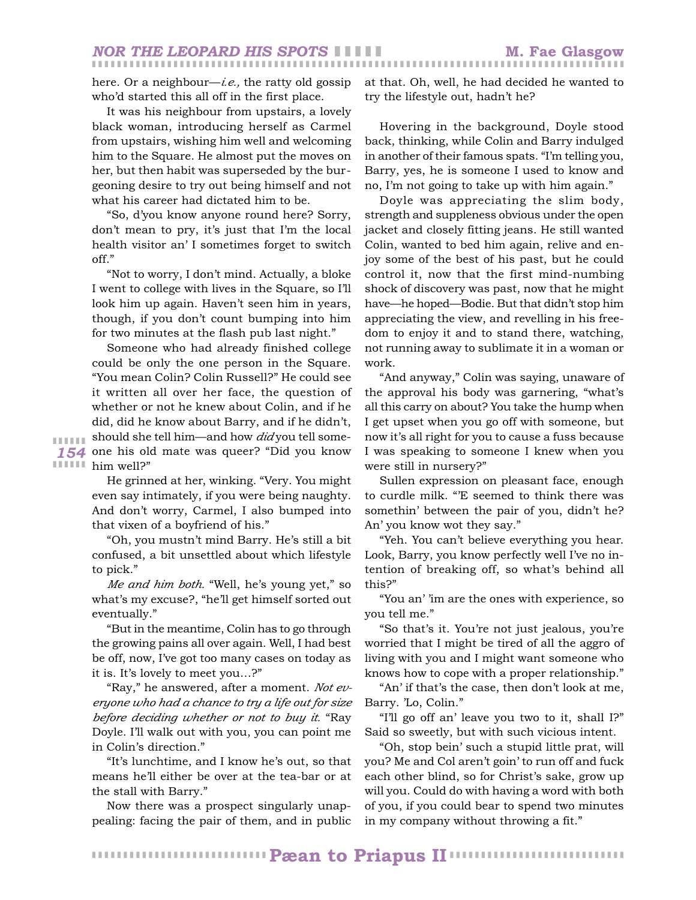here. Or a neighbour—*i.e.,* the ratty old gossip who'd started this all off in the first place.

It was his neighbour from upstairs, a lovely black woman, introducing herself as Carmel from upstairs, wishing him well and welcoming him to the Square. He almost put the moves on her, but then habit was superseded by the burgeoning desire to try out being himself and not what his career had dictated him to be.

"So, d'you know anyone round here? Sorry, don't mean to pry, it's just that I'm the local health visitor an' I sometimes forget to switch off."

"Not to worry, I don't mind. Actually, a bloke I went to college with lives in the Square, so I'll look him up again. Haven't seen him in years, though, if you don't count bumping into him for two minutes at the flash pub last night."

Someone who had already finished college could be only the one person in the Square. "You mean Colin? Colin Russell?" He could see it written all over her face, the question of whether or not he knew about Colin, and if he did, did he know about Barry, and if he didn't, should she tell him—and how *did* you tell someone his old mate was queer? "Did you know him well?"

He grinned at her, winking. "Very. You might even say intimately, if you were being naughty. And don't worry, Carmel, I also bumped into that vixen of a boyfriend of his."

"Oh, you mustn't mind Barry. He's still a bit confused, a bit unsettled about which lifestyle to pick."

*Me and him both.* "Well, he's young yet," so what's my excuse?, "he'll get himself sorted out eventually."

"But in the meantime, Colin has to go through the growing pains all over again. Well, I had best be off, now, I've got too many cases on today as it is. It's lovely to meet you...?"

"Ray," he answered, after a moment. *Not everyone who had a chance to try a life out for size before deciding whether or not to buy it.* "Ray Doyle. I'll walk out with you, you can point me in Colin's direction."

"It's lunchtime, and I know he's out, so that means he'll either be over at the tea-bar or at the stall with Barry."

Now there was a prospect singularly unappealing: facing the pair of them, and in public at that. Oh, well, he had decided he wanted to try the lifestyle out, hadn't he?

Hovering in the background, Doyle stood back, thinking, while Colin and Barry indulged in another of their famous spats. "I'm telling you, Barry, yes, he is someone I used to know and no, I'm not going to take up with him again."

Doyle was appreciating the slim body, strength and suppleness obvious under the open jacket and closely fitting jeans. He still wanted Colin, wanted to bed him again, relive and enjoy some of the best of his past, but he could control it, now that the first mind-numbing shock of discovery was past, now that he might have—he hoped—Bodie. But that didn't stop him appreciating the view, and revelling in his freedom to enjoy it and to stand there, watching, not running away to sublimate it in a woman or work.

"And anyway," Colin was saying, unaware of the approval his body was garnering, "what's all this carry on about? You take the hump when I get upset when you go off with someone, but now it's all right for you to cause a fuss because I was speaking to someone I knew when you were still in nursery?"

Sullen expression on pleasant face, enough to curdle milk. "'E seemed to think there was somethin' between the pair of you, didn't he? An' you know wot they say."

"Yeh. You can't believe everything you hear. Look, Barry, you know perfectly well I've no intention of breaking off, so what's behind all this?"

"You an' 'im are the ones with experience, so you tell me."

"So that's it. You're not just jealous, you're worried that I might be tired of all the aggro of living with you and I might want someone who knows how to cope with a proper relationship."

"An' if that's the case, then don't look at me, Barry. 'Lo, Colin."

"I'll go off an' leave you two to it, shall I?" Said so sweetly, but with such vicious intent.

"Oh, stop bein' such a stupid little prat, will you? Me and Col aren't goin' to run off and fuck each other blind, so for Christ's sake, grow up will you. Could do with having a word with both of you, if you could bear to spend two minutes in my company without throwing a fit."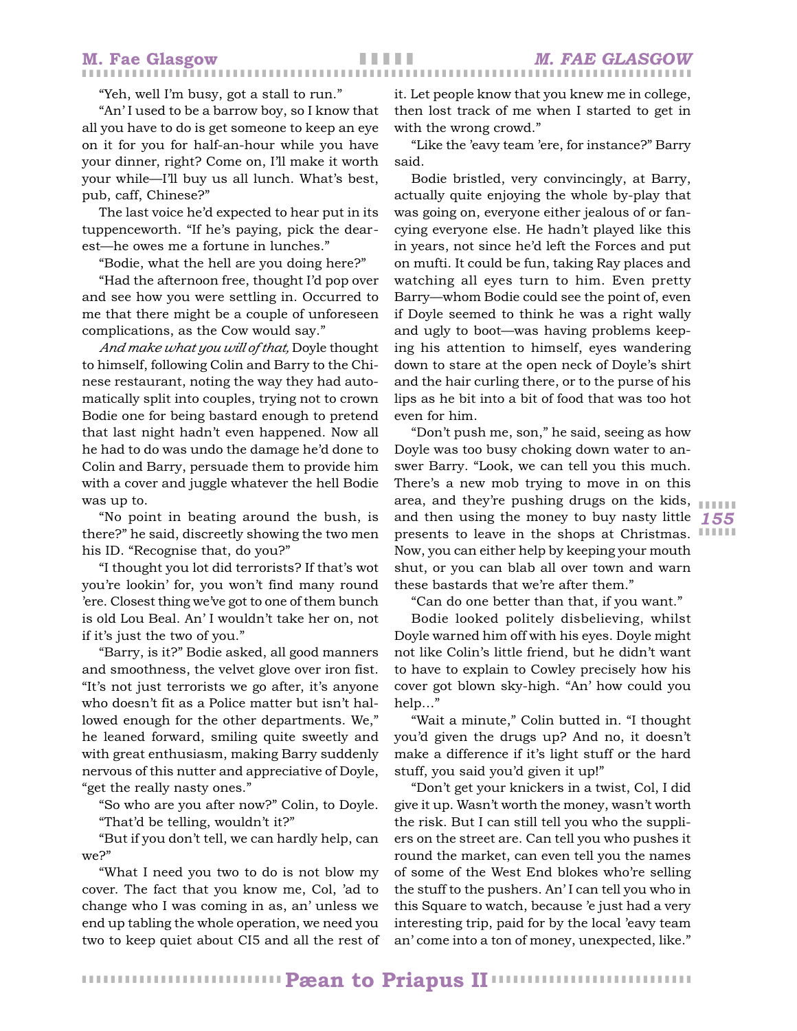"Yeh, well I'm busy, got a stall to run."

"An' I used to be a barrow boy, so I know that all you have to do is get someone to keep an eye on it for you for half-an-hour while you have your dinner, right? Come on, I'll make it worth your while—I'll buy us all lunch. What's best, pub, caff, Chinese?"

The last voice he'd expected to hear put in its tuppenceworth. "If he's paying, pick the dearest—he owes me a fortune in lunches."

"Bodie, what the hell are you doing here?"

"Had the afternoon free, thought I'd pop over and see how you were settling in. Occurred to me that there might be a couple of unforeseen complications, as the Cow would say."

*And make what you will of that,* Doyle thought to himself, following Colin and Barry to the Chinese restaurant, noting the way they had automatically split into couples, trying not to crown Bodie one for being bastard enough to pretend that last night hadn't even happened. Now all he had to do was undo the damage he'd done to Colin and Barry, persuade them to provide him with a cover and juggle whatever the hell Bodie was up to.

"No point in beating around the bush, is there?" he said, discreetly showing the two men his ID. "Recognise that, do you?"

"I thought you lot did terrorists? If that's wot you're lookin' for, you won't find many round 'ere. Closest thing we've got to one of them bunch is old Lou Beal. An' I wouldn't take her on, not if it's just the two of you."

"Barry, is it?" Bodie asked, all good manners and smoothness, the velvet glove over iron fist. "It's not just terrorists we go after, it's anyone who doesn't fit as a Police matter but isn't hallowed enough for the other departments. We," he leaned forward, smiling quite sweetly and with great enthusiasm, making Barry suddenly nervous of this nutter and appreciative of Doyle, "get the really nasty ones."

"So who are you after now?" Colin, to Doyle.

"That'd be telling, wouldn't it?"

"But if you don't tell, we can hardly help, can we?"

"What I need you two to do is not blow my cover. The fact that you know me, Col, 'ad to change who I was coming in as, an' unless we end up tabling the whole operation, we need you two to keep quiet about CI5 and all the rest of it. Let people know that you knew me in college, then lost track of me when I started to get in with the wrong crowd."

"Like the 'eavy team 'ere, for instance?" Barry said.

Bodie bristled, very convincingly, at Barry, actually quite enjoying the whole by-play that was going on, everyone either jealous of or fancying everyone else. He hadn't played like this in years, not since he'd left the Forces and put on mufti. It could be fun, taking Ray places and watching all eyes turn to him. Even pretty Barry—whom Bodie could see the point of, even if Doyle seemed to think he was a right wally and ugly to boot—was having problems keeping his attention to himself, eyes wandering down to stare at the open neck of Doyle's shirt and the hair curling there, or to the purse of his lips as he bit into a bit of food that was too hot even for him.

"Don't push me, son," he said, seeing as how Doyle was too busy choking down water to answer Barry. "Look, we can tell you this much. There's a new mob trying to move in on this area, and they're pushing drugs on the kids, and then using the money to buy nasty little presents to leave in the shops at Christmas. Now, you can either help by keeping your mouth shut, or you can blab all over town and warn these bastards that we're after them."

"Can do one better than that, if you want."

Bodie looked politely disbelieving, whilst Doyle warned him off with his eyes. Doyle might not like Colin's little friend, but he didn't want to have to explain to Cowley precisely how his cover got blown sky-high. "An' how could you help…"

"Wait a minute," Colin butted in. "I thought you'd given the drugs up? And no, it doesn't make a difference if it's light stuff or the hard stuff, you said you'd given it up!"

"Don't get your knickers in a twist, Col, I did give it up. Wasn't worth the money, wasn't worth the risk. But I can still tell you who the suppliers on the street are. Can tell you who pushes it round the market, can even tell you the names of some of the West End blokes who're selling the stuff to the pushers. An' I can tell you who in this Square to watch, because 'e just had a very interesting trip, paid for by the local 'eavy team an' come into a ton of money, unexpected, like."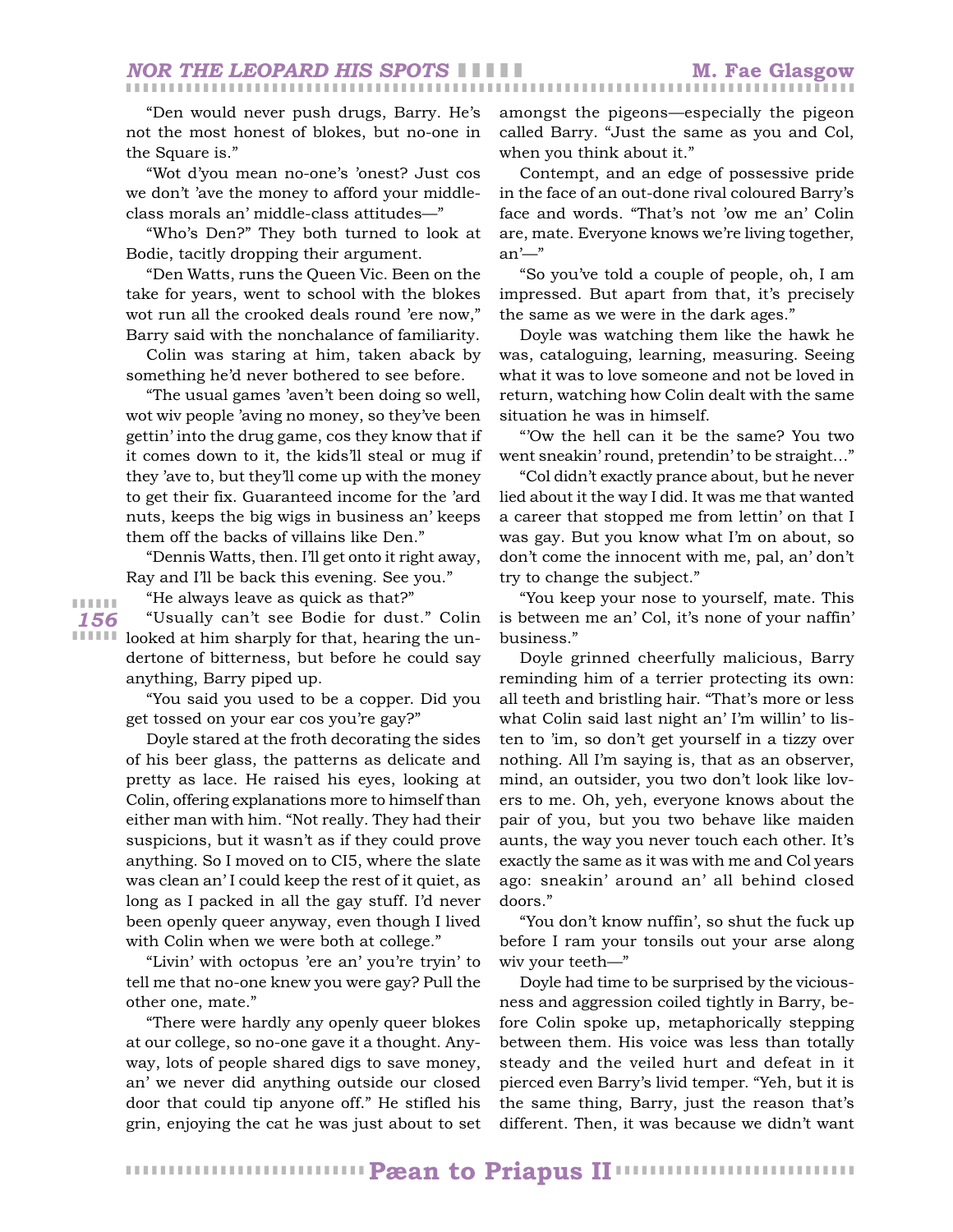"Den would never push drugs, Barry. He's not the most honest of blokes, but no-one in the Square is."

"Wot d'you mean no-one's 'onest? Just cos we don't 'ave the money to afford your middle-class morals an' middle-class attitudes—"

"Who's Den?" They both turned to look at Bodie, tacitly dropping their argument.

"Den Watts, runs the Queen Vic. Been on the take for years, went to school with the blokes wot run all the crooked deals round 'ere now," Barry said with the nonchalance of familiarity.

Colin was staring at him, taken aback by something he'd never bothered to see before.

"The usual games 'aven't been doing so well, wot wiv people 'aving no money, so they've been gettin' into the drug game, cos they know that if it comes down to it, the kids'll steal or mug if they 'ave to, but they'll come up with the money to get their fix. Guaranteed income for the 'ard nuts, keeps the big wigs in business an' keeps them off the backs of villains like Den."

"Dennis Watts, then. I'll get onto it right away, Ray and I'll be back this evening. See you."

"He always leave as quick as that?"

"Usually can't see Bodie for dust." Colin looked at him sharply for that, hearing the undertone of bitterness, but before he could say anything, Barry piped up.

"You said you used to be a copper. Did you get tossed on your ear cos you're gay?"

Doyle stared at the froth decorating the sides of his beer glass, the patterns as delicate and pretty as lace. He raised his eyes, looking at Colin, offering explanations more to himself than either man with him. "Not really. They had their suspicions, but it wasn't as if they could prove anything. So I moved on to CI5, where the slate was clean an' I could keep the rest of it quiet, as long as I packed in all the gay stuff. I'd never been openly queer anyway, even though I lived with Colin when we were both at college."

"Livin' with octopus 'ere an' you're tryin' to tell me that no-one knew you were gay? Pull the other one, mate."

"There were hardly any openly queer blokes at our college, so no-one gave it a thought. Anyway, lots of people shared digs to save money, an' we never did anything outside our closed door that could tip anyone off." He stifled his grin, enjoying the cat he was just about to set amongst the pigeons—especially the pigeon called Barry. "Just the same as you and Col, when you think about it."

Contempt, and an edge of possessive pride in the face of an out-done rival coloured Barry's face and words. "That's not 'ow me an' Colin are, mate. Everyone knows we're living together, an'—"

"So you've told a couple of people, oh, I am impressed. But apart from that, it's precisely the same as we were in the dark ages."

Doyle was watching them like the hawk he was, cataloguing, learning, measuring. Seeing what it was to love someone and not be loved in return, watching how Colin dealt with the same situation he was in himself.

"'Ow the hell can it be the same? You two went sneakin' round, pretendin' to be straight..."

"Col didn't exactly prance about, but he never lied about it the way I did. It was me that wanted a career that stopped me from lettin' on that I was gay. But you know what I'm on about, so don't come the innocent with me, pal, an' don't try to change the subject."

"You keep your nose to yourself, mate. This is between me an' Col, it's none of your naffin' business."

Doyle grinned cheerfully malicious, Barry reminding him of a terrier protecting its own: all teeth and bristling hair. "That's more or less what Colin said last night an' I'm willin' to listen to 'im, so don't get yourself in a tizzy over nothing. All I'm saying is, that as an observer, mind, an outsider, you two don't look like lovers to me. Oh, yeh, everyone knows about the pair of you, but you two behave like maiden aunts, the way you never touch each other. It's exactly the same as it was with me and Col years ago: sneakin' around an' all behind closed doors."

"You don't know nuffin', so shut the fuck up before I ram your tonsils out your arse along wiv your teeth—"

Doyle had time to be surprised by the viciousness and aggression coiled tightly in Barry, before Colin spoke up, metaphorically stepping between them. His voice was less than totally steady and the veiled hurt and defeat in it pierced even Barry's livid temper. "Yeh, but it is the same thing, Barry, just the reason that's different. Then, it was because we didn't want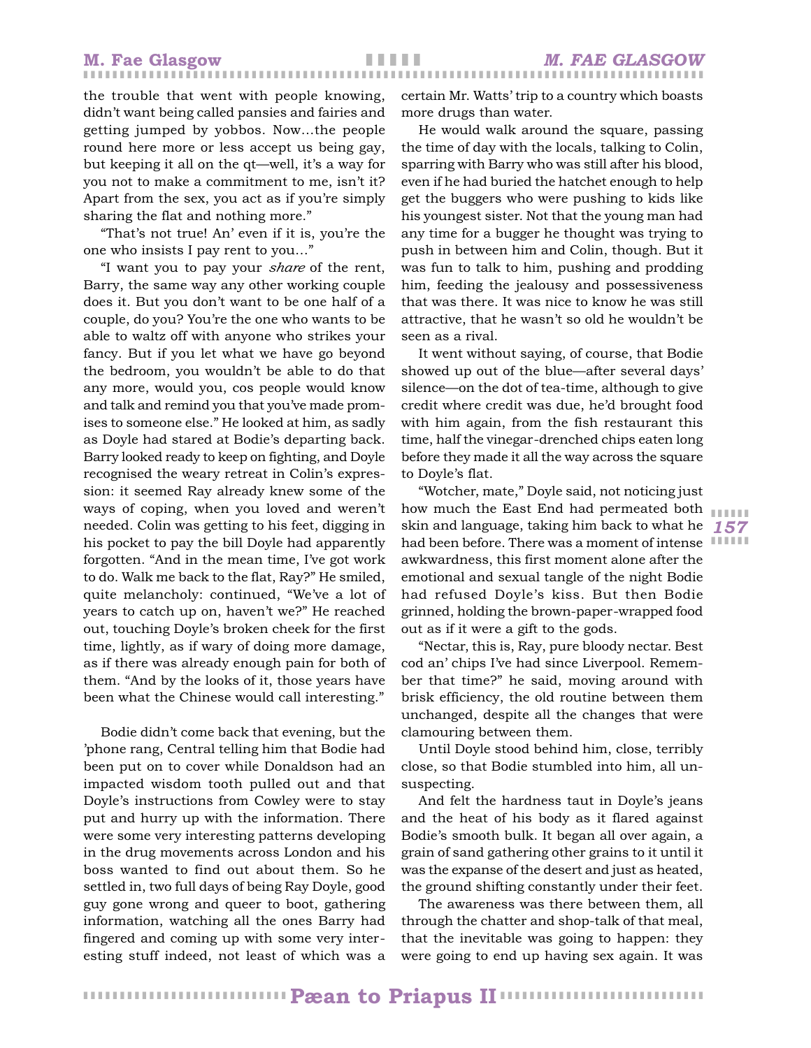the trouble that went with people knowing, didn't want being called pansies and fairies and getting jumped by yobbos. Now…the people round here more or less accept us being gay, but keeping it all on the qt—well, it's a way for you not to make a commitment to me, isn't it? Apart from the sex, you act as if you're simply sharing the flat and nothing more."

"That's not true! An' even if it is, you're the one who insists I pay rent to you…"

"I want you to pay your *share* of the rent, Barry, the same way any other working couple does it. But you don't want to be one half of a couple, do you? You're the one who wants to be able to waltz off with anyone who strikes your fancy. But if you let what we have go beyond the bedroom, you wouldn't be able to do that any more, would you, cos people would know and talk and remind you that you've made promises to someone else." He looked at him, as sadly as Doyle had stared at Bodie's departing back. Barry looked ready to keep on fighting, and Doyle recognised the weary retreat in Colin's expression: it seemed Ray already knew some of the ways of coping, when you loved and weren't needed. Colin was getting to his feet, digging in his pocket to pay the bill Doyle had apparently forgotten. "And in the mean time, I've got work to do. Walk me back to the flat, Ray?" He smiled, quite melancholy: continued, "We've a lot of years to catch up on, haven't we?" He reached out, touching Doyle's broken cheek for the first time, lightly, as if wary of doing more damage, as if there was already enough pain for both of them. "And by the looks of it, those years have been what the Chinese would call interesting."

Bodie didn't come back that evening, but the 'phone rang, Central telling him that Bodie had been put on to cover while Donaldson had an impacted wisdom tooth pulled out and that Doyle's instructions from Cowley were to stay put and hurry up with the information. There were some very interesting patterns developing in the drug movements across London and his boss wanted to find out about them. So he settled in, two full days of being Ray Doyle, good guy gone wrong and queer to boot, gathering information, watching all the ones Barry had fingered and coming up with some very interesting stuff indeed, not least of which was a certain Mr. Watts' trip to a country which boasts more drugs than water.

He would walk around the square, passing the time of day with the locals, talking to Colin, sparring with Barry who was still after his blood, even if he had buried the hatchet enough to help get the buggers who were pushing to kids like his youngest sister. Not that the young man had any time for a bugger he thought was trying to push in between him and Colin, though. But it was fun to talk to him, pushing and prodding him, feeding the jealousy and possessiveness that was there. It was nice to know he was still attractive, that he wasn't so old he wouldn't be seen as a rival.

It went without saying, of course, that Bodie showed up out of the blue—after several days' silence—on the dot of tea-time, although to give credit where credit was due, he'd brought food with him again, from the fish restaurant this time, half the vinegar-drenched chips eaten long before they made it all the way across the square to Doyle's flat.

"Wotcher, mate," Doyle said, not noticing just how much the East End had permeated both skin and language, taking him back to what he had been before. There was a moment of intense awkwardness, this first moment alone after the emotional and sexual tangle of the night Bodie had refused Doyle's kiss. But then Bodie grinned, holding the brown-paper-wrapped food out as if it were a gift to the gods.

"Nectar, this is, Ray, pure bloody nectar. Best cod an' chips I've had since Liverpool. Remember that time?" he said, moving around with brisk efficiency, the old routine between them unchanged, despite all the changes that were clamouring between them.

Until Doyle stood behind him, close, terribly close, so that Bodie stumbled into him, all unsuspecting.

And felt the hardness taut in Doyle's jeans and the heat of his body as it flared against Bodie's smooth bulk. It began all over again, a grain of sand gathering other grains to it until it was the expanse of the desert and just as heated, the ground shifting constantly under their feet.

The awareness was there between them, all through the chatter and shop-talk of that meal, that the inevitable was going to happen: they were going to end up having sex again. It was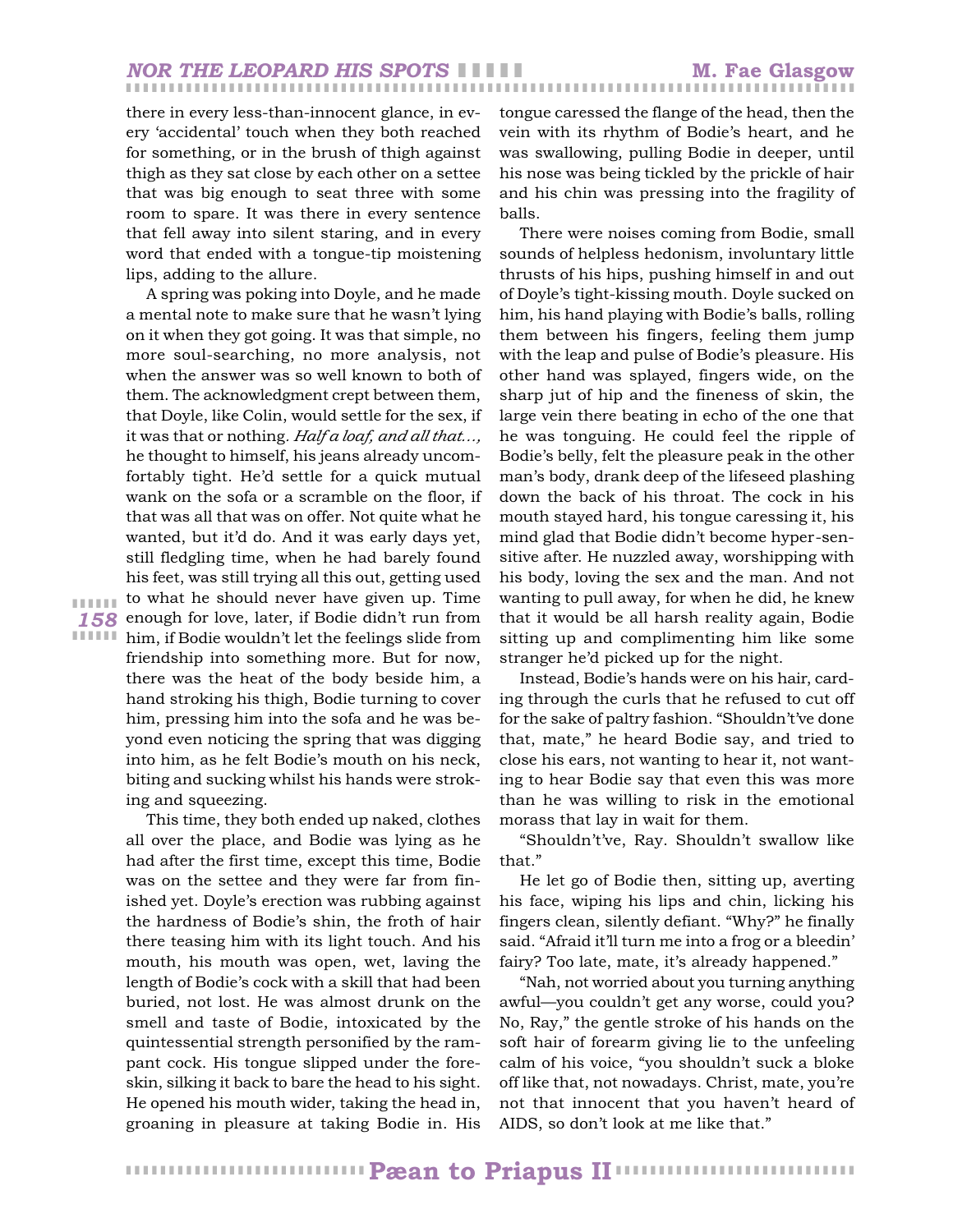there in every less-than-innocent glance, in every 'accidental' touch when they both reached for something, or in the brush of thigh against thigh as they sat close by each other on a settee that was big enough to seat three with some room to spare. It was there in every sentence that fell away into silent staring, and in every word that ended with a tongue-tip moistening lips, adding to the allure.

A spring was poking into Doyle, and he made a mental note to make sure that he wasn't lying on it when they got going. It was that simple, no more soul-searching, no more analysis, not when the answer was so well known to both of them. The acknowledgment crept between them, that Doyle, like Colin, would settle for the sex, if it was that or nothing. *Half a loaf, and all that...,* he thought to himself, his jeans already uncomfortably tight. He'd settle for a quick mutual wank on the sofa or a scramble on the floor, if that was all that was on offer. Not quite what he wanted, but it'd do. And it was early days yet, still fledgling time, when he had barely found his feet, was still trying all this out, getting used to what he should never have given up. Time enough for love, later, if Bodie didn't run from him, if Bodie wouldn't let the feelings slide from friendship into something more. But for now, there was the heat of the body beside him, a hand stroking his thigh, Bodie turning to cover him, pressing him into the sofa and he was beyond even noticing the spring that was digging into him, as he felt Bodie's mouth on his neck, biting and sucking whilst his hands were stroking and squeezing.

This time, they both ended up naked, clothes all over the place, and Bodie was lying as he had after the first time, except this time, Bodie was on the settee and they were far from finished yet. Doyle's erection was rubbing against the hardness of Bodie's shin, the froth of hair there teasing him with its light touch. And his mouth, his mouth was open, wet, laving the length of Bodie's cock with a skill that had been buried, not lost. He was almost drunk on the smell and taste of Bodie, intoxicated by the quintessential strength personified by the rampant cock. His tongue slipped under the foreskin, silking it back to bare the head to his sight. He opened his mouth wider, taking the head in, groaning in pleasure at taking Bodie in. His tongue caressed the flange of the head, then the vein with its rhythm of Bodie's heart, and he was swallowing, pulling Bodie in deeper, until his nose was being tickled by the prickle of hair and his chin was pressing into the fragility of balls.

There were noises coming from Bodie, small sounds of helpless hedonism, involuntary little thrusts of his hips, pushing himself in and out of Doyle's tight-kissing mouth. Doyle sucked on him, his hand playing with Bodie's balls, rolling them between his fingers, feeling them jump with the leap and pulse of Bodie's pleasure. His other hand was splayed, fingers wide, on the sharp jut of hip and the fineness of skin, the large vein there beating in echo of the one that he was tonguing. He could feel the ripple of Bodie's belly, felt the pleasure peak in the other man's body, drank deep of the lifeseed plashing down the back of his throat. The cock in his mouth stayed hard, his tongue caressing it, his mind glad that Bodie didn't become hyper-sensitive after. He nuzzled away, worshipping with his body, loving the sex and the man. And not wanting to pull away, for when he did, he knew that it would be all harsh reality again, Bodie sitting up and complimenting him like some stranger he'd picked up for the night.

Instead, Bodie's hands were on his hair, carding through the curls that he refused to cut off for the sake of paltry fashion. "Shouldn't've done that, mate," he heard Bodie say, and tried to close his ears, not wanting to hear it, not wanting to hear Bodie say that even this was more than he was willing to risk in the emotional morass that lay in wait for them.

"Shouldn't've, Ray. Shouldn't swallow like that."

He let go of Bodie then, sitting up, averting his face, wiping his lips and chin, licking his fingers clean, silently defiant. "Why?" he finally said. "Afraid it'll turn me into a frog or a bleedin' fairy? Too late, mate, it's already happened."

"Nah, not worried about you turning anything awful—you couldn't get any worse, could you? No, Ray," the gentle stroke of his hands on the soft hair of forearm giving lie to the unfeeling calm of his voice, "you shouldn't suck a bloke off like that, not nowadays. Christ, mate, you're not that innocent that you haven't heard of AIDS, so don't look at me like that."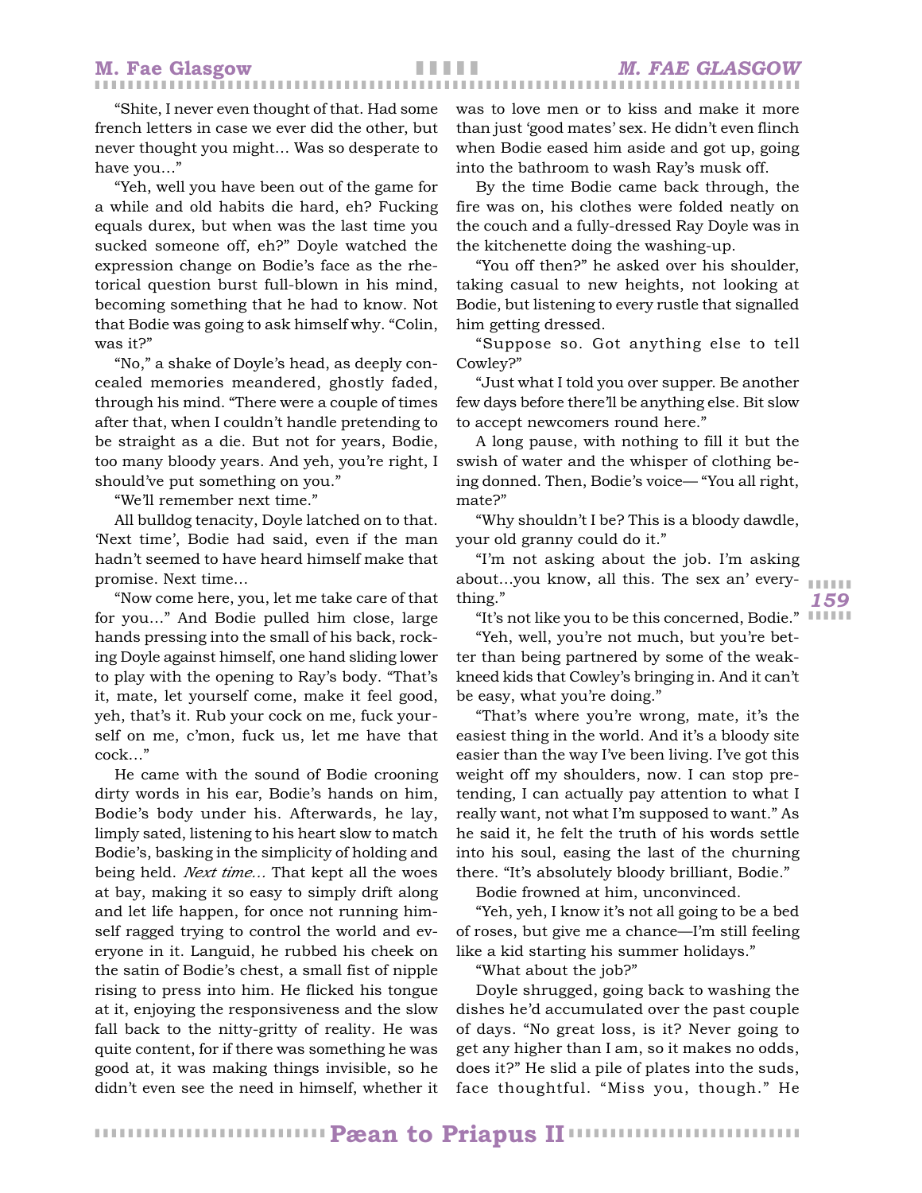"Shite, I never even thought of that. Had some french letters in case we ever did the other, but never thought you might… Was so desperate to have you…"

"Yeh, well you have been out of the game for a while and old habits die hard, eh? Fucking equals durex, but when was the last time you sucked someone off, eh?" Doyle watched the expression change on Bodie's face as the rhetorical question burst full-blown in his mind, becoming something that he had to know. Not that Bodie was going to ask himself why. "Colin, was it?"

"No," a shake of Doyle's head, as deeply concealed memories meandered, ghostly faded, through his mind. "There were a couple of times after that, when I couldn't handle pretending to be straight as a die. But not for years, Bodie, too many bloody years. And yeh, you're right, I should've put something on you."

"We'll remember next time."

All bulldog tenacity, Doyle latched on to that. 'Next time', Bodie had said, even if the man hadn't seemed to have heard himself make that promise. Next time…

"Now come here, you, let me take care of that for you…" And Bodie pulled him close, large hands pressing into the small of his back, rocking Doyle against himself, one hand sliding lower to play with the opening to Ray's body. "That's it, mate, let yourself come, make it feel good, yeh, that's it. Rub your cock on me, fuck yourself on me, c'mon, fuck us, let me have that cock…"

He came with the sound of Bodie crooning dirty words in his ear, Bodie's hands on him, Bodie's body under his. Afterwards, he lay, limply sated, listening to his heart slow to match Bodie's, basking in the simplicity of holding and being held. *Next time…* That kept all the woes at bay, making it so easy to simply drift along and let life happen, for once not running himself ragged trying to control the world and everyone in it. Languid, he rubbed his cheek on the satin of Bodie's chest, a small fist of nipple rising to press into him. He flicked his tongue at it, enjoying the responsiveness and the slow fall back to the nitty-gritty of reality. He was quite content, for if there was something he was good at, it was making things invisible, so he didn't even see the need in himself, whether it was to love men or to kiss and make it more than just 'good mates' sex. He didn't even flinch when Bodie eased him aside and got up, going into the bathroom to wash Ray's musk off.

By the time Bodie came back through, the fire was on, his clothes were folded neatly on the couch and a fully-dressed Ray Doyle was in the kitchenette doing the washing-up.

"You off then?" he asked over his shoulder, taking casual to new heights, not looking at Bodie, but listening to every rustle that signalled him getting dressed.

"Suppose so. Got anything else to tell Cowley?"

"Just what I told you over supper. Be another few days before there'll be anything else. Bit slow to accept newcomers round here."

A long pause, with nothing to fill it but the swish of water and the whisper of clothing being donned. Then, Bodie's voice— "You all right, mate?"

"Why shouldn't I be? This is a bloody dawdle, your old granny could do it."

"I'm not asking about the job. I'm asking about…you know, all this. The sex an' everything."

"It's not like you to be this concerned, Bodie."

"Yeh, well, you're not much, but you're better than being partnered by some of the weak-kneed kids that Cowley's bringing in. And it can't be easy, what you're doing."

"That's where you're wrong, mate, it's the easiest thing in the world. And it's a bloody site easier than the way I've been living. I've got this weight off my shoulders, now. I can stop pretending, I can actually pay attention to what I really want, not what I'm supposed to want." As he said it, he felt the truth of his words settle into his soul, easing the last of the churning there. "It's absolutely bloody brilliant, Bodie."

Bodie frowned at him, unconvinced.

"Yeh, yeh, I know it's not all going to be a bed of roses, but give me a chance—I'm still feeling like a kid starting his summer holidays."

"What about the job?"

Doyle shrugged, going back to washing the dishes he'd accumulated over the past couple of days. "No great loss, is it? Never going to get any higher than I am, so it makes no odds, does it?" He slid a pile of plates into the suds, face thoughtful. "Miss you, though." He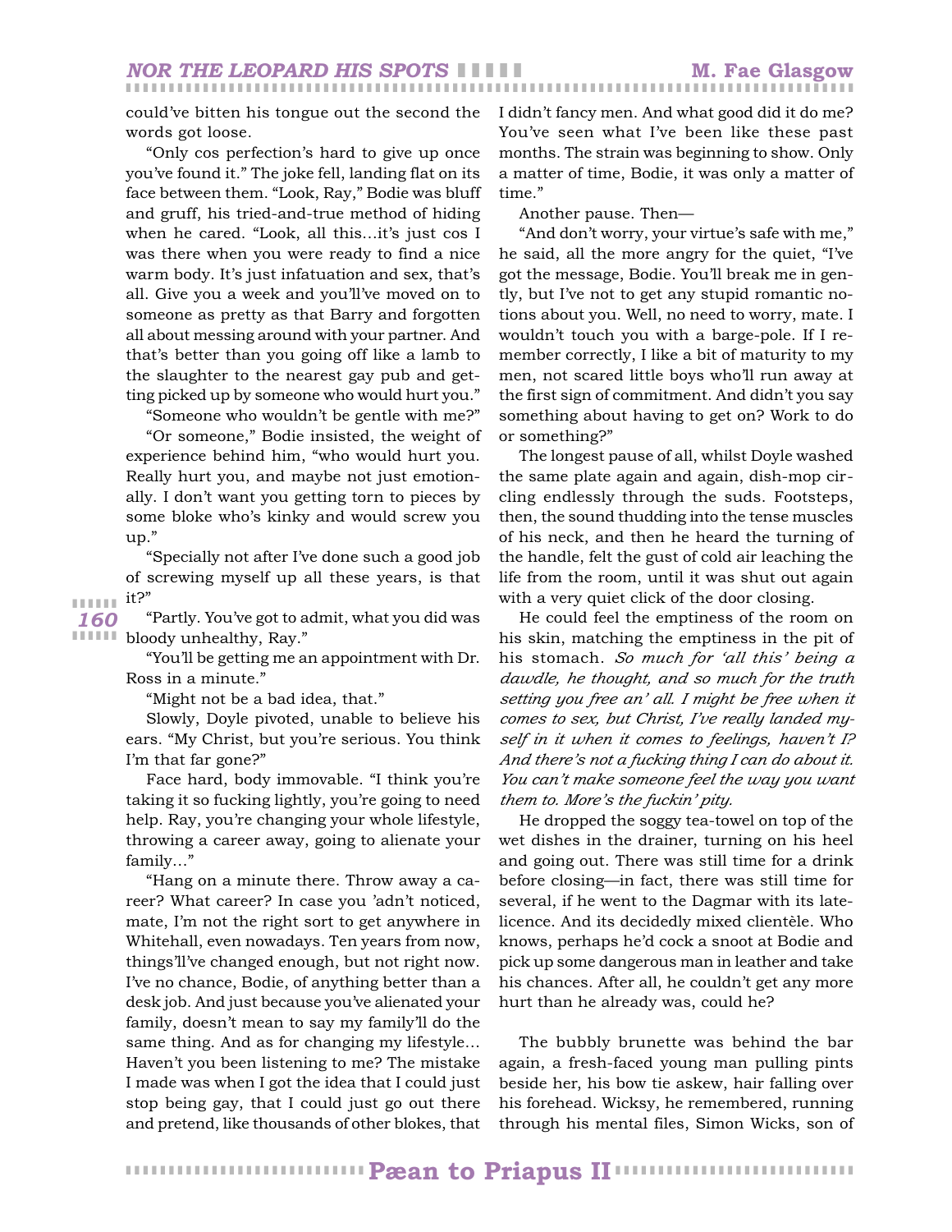could've bitten his tongue out the second the words got loose.

"Only cos perfection's hard to give up once you've found it." The joke fell, landing flat on its face between them. "Look, Ray," Bodie was bluff and gruff, his tried-and-true method of hiding when he cared. "Look, all this…it's just cos I was there when you were ready to find a nice warm body. It's just infatuation and sex, that's all. Give you a week and you'll've moved on to someone as pretty as that Barry and forgotten all about messing around with your partner. And that's better than you going off like a lamb to the slaughter to the nearest gay pub and getting picked up by someone who would hurt you."

"Someone who wouldn't be gentle with me?"

"Or someone," Bodie insisted, the weight of experience behind him, "who would hurt you. Really hurt you, and maybe not just emotionally. I don't want you getting torn to pieces by some bloke who's kinky and would screw you up."

"Specially not after I've done such a good job of screwing myself up all these years, is that it?"

"Partly. You've got to admit, what you did was bloody unhealthy, Ray."

"You'll be getting me an appointment with Dr. Ross in a minute."

"Might not be a bad idea, that."

Slowly, Doyle pivoted, unable to believe his ears. "My Christ, but you're serious. You think I'm that far gone?"

Face hard, body immovable. "I think you're taking it so fucking lightly, you're going to need help. Ray, you're changing your whole lifestyle, throwing a career away, going to alienate your family…"

"Hang on a minute there. Throw away a career? What career? In case you 'adn't noticed, mate, I'm not the right sort to get anywhere in Whitehall, even nowadays. Ten years from now, things'll've changed enough, but not right now. I've no chance, Bodie, of anything better than a desk job. And just because you've alienated your family, doesn't mean to say my family'll do the same thing. And as for changing my lifestyle… Haven't you been listening to me? The mistake I made was when I got the idea that I could just stop being gay, that I could just go out there and pretend, like thousands of other blokes, that I didn't fancy men. And what good did it do me? You've seen what I've been like these past months. The strain was beginning to show. Only a matter of time, Bodie, it was only a matter of time."

Another pause. Then—

"And don't worry, your virtue's safe with me," he said, all the more angry for the quiet, "I've got the message, Bodie. You'll break me in gently, but I've not to get any stupid romantic notions about you. Well, no need to worry, mate. I wouldn't touch you with a barge-pole. If I remember correctly, I like a bit of maturity to my men, not scared little boys who'll run away at the first sign of commitment. And didn't you say something about having to get on? Work to do or something?"

The longest pause of all, whilst Doyle washed the same plate again and again, dish-mop circling endlessly through the suds. Footsteps, then, the sound thudding into the tense muscles of his neck, and then he heard the turning of the handle, felt the gust of cold air leaching the life from the room, until it was shut out again with a very quiet click of the door closing.

He could feel the emptiness of the room on his skin, matching the emptiness in the pit of his stomach. *So much for 'all this' being a dawdle, he thought, and so much for the truth setting you free an' all. I might be free when it comes to sex, but Christ, I've really landed myself in it when it comes to feelings, haven't I? And there's not a fucking thing I can do about it. You can't make someone feel the way you want them to. More's the fuckin' pity.*

He dropped the soggy tea-towel on top of the wet dishes in the drainer, turning on his heel and going out. There was still time for a drink before closing—in fact, there was still time for several, if he went to the Dagmar with its late-licence. And its decidedly mixed clientèle. Who knows, perhaps he'd cock a snoot at Bodie and pick up some dangerous man in leather and take his chances. After all, he couldn't get any more hurt than he already was, could he?

The bubbly brunette was behind the bar again, a fresh-faced young man pulling pints beside her, his bow tie askew, hair falling over his forehead. Wicksy, he remembered, running through his mental files, Simon Wicks, son of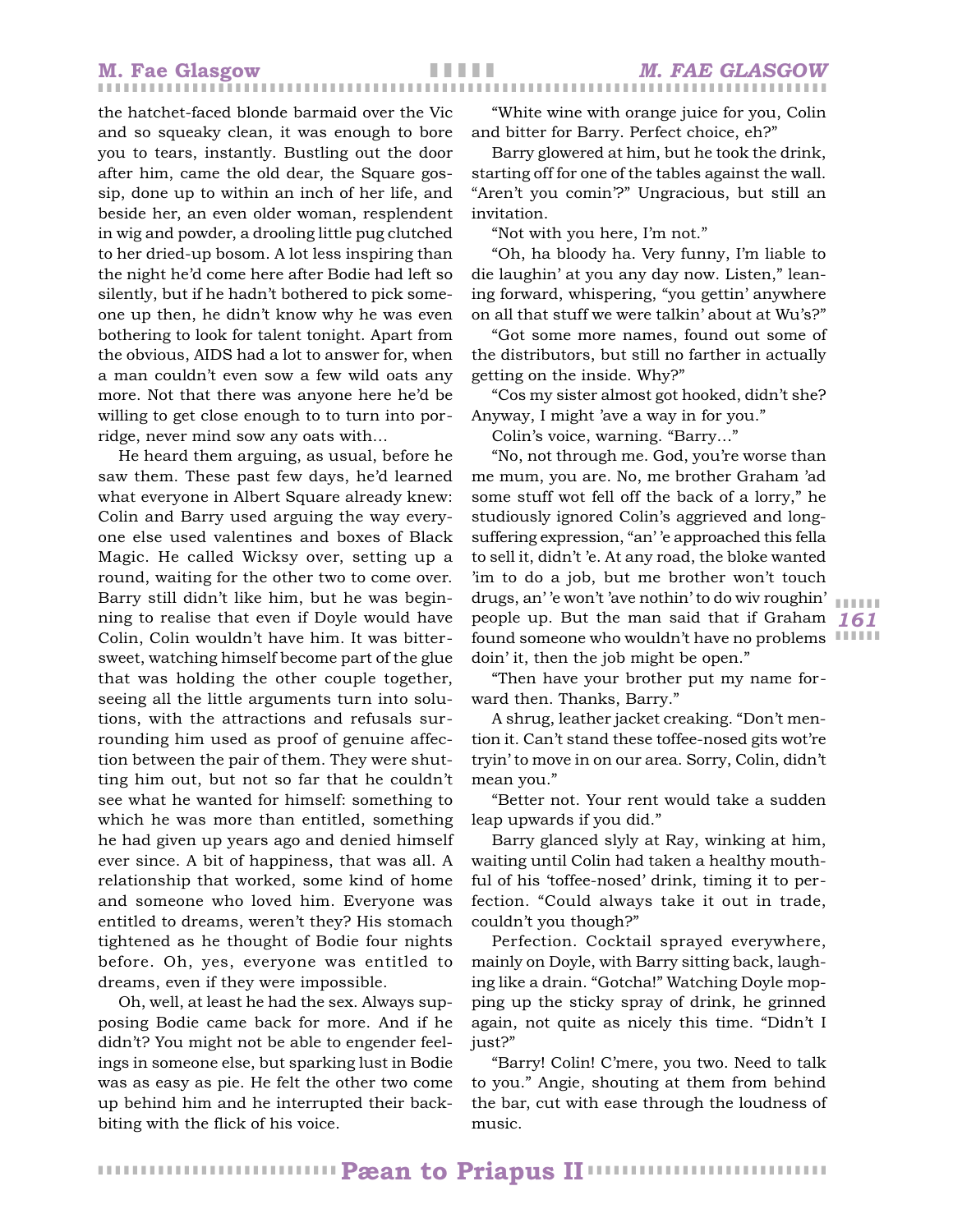the hatchet-faced blonde barmaid over the Vic and so squeaky clean, it was enough to bore you to tears, instantly. Bustling out the door after him, came the old dear, the Square gossip, done up to within an inch of her life, and beside her, an even older woman, resplendent in wig and powder, a drooling little pug clutched to her dried-up bosom. A lot less inspiring than the night he'd come here after Bodie had left so silently, but if he hadn't bothered to pick someone up then, he didn't know why he was even bothering to look for talent tonight. Apart from the obvious, AIDS had a lot to answer for, when a man couldn't even sow a few wild oats any more. Not that there was anyone here he'd be willing to get close enough to to turn into porridge, never mind sow any oats with…

He heard them arguing, as usual, before he saw them. These past few days, he'd learned what everyone in Albert Square already knew: Colin and Barry used arguing the way everyone else used valentines and boxes of Black Magic. He called Wicksy over, setting up a round, waiting for the other two to come over. Barry still didn't like him, but he was beginning to realise that even if Doyle would have Colin, Colin wouldn't have him. It was bittersweet, watching himself become part of the glue that was holding the other couple together, seeing all the little arguments turn into solutions, with the attractions and refusals surrounding him used as proof of genuine affection between the pair of them. They were shutting him out, but not so far that he couldn't see what he wanted for himself: something to which he was more than entitled, something he had given up years ago and denied himself ever since. A bit of happiness, that was all. A relationship that worked, some kind of home and someone who loved him. Everyone was entitled to dreams, weren't they? His stomach tightened as he thought of Bodie four nights before. Oh, yes, everyone was entitled to dreams, even if they were impossible.

Oh, well, at least he had the sex. Always supposing Bodie came back for more. And if he didn't? You might not be able to engender feelings in someone else, but sparking lust in Bodie was as easy as pie. He felt the other two come up behind him and he interrupted their back-biting with the flick of his voice.

"White wine with orange juice for you, Colin and bitter for Barry. Perfect choice, eh?"

Barry glowered at him, but he took the drink, starting off for one of the tables against the wall. "Aren't you comin'?" Ungracious, but still an invitation.

"Not with you here, I'm not."

"Oh, ha bloody ha. Very funny, I'm liable to die laughin' at you any day now. Listen," leaning forward, whispering, "you gettin' anywhere on all that stuff we were talkin' about at Wu's?"

"Got some more names, found out some of the distributors, but still no farther in actually getting on the inside. Why?"

"Cos my sister almost got hooked, didn't she? Anyway, I might 'ave a way in for you."

Colin's voice, warning. "Barry…"

"No, not through me. God, you're worse than me mum, you are. No, me brother Graham 'ad some stuff wot fell off the back of a lorry," he studiously ignored Colin's aggrieved and long-suffering expression, "an' 'e approached this fella to sell it, didn't 'e. At any road, the bloke wanted 'im to do a job, but me brother won't touch drugs, an' 'e won't 'ave nothin' to do wiv roughin' people up. But the man said that if Graham found someone who wouldn't have no problems doin' it, then the job might be open."

"Then have your brother put my name forward then. Thanks, Barry."

A shrug, leather jacket creaking. "Don't mention it. Can't stand these toffee-nosed gits wot're tryin' to move in on our area. Sorry, Colin, didn't mean you."

"Better not. Your rent would take a sudden leap upwards if you did."

Barry glanced slyly at Ray, winking at him, waiting until Colin had taken a healthy mouthful of his 'toffee-nosed' drink, timing it to perfection. "Could always take it out in trade, couldn't you though?"

Perfection. Cocktail sprayed everywhere, mainly on Doyle, with Barry sitting back, laughing like a drain. "Gotcha!" Watching Doyle mopping up the sticky spray of drink, he grinned again, not quite as nicely this time. "Didn't I just?"

"Barry! Colin! C'mere, you two. Need to talk to you." Angie, shouting at them from behind the bar, cut with ease through the loudness of music.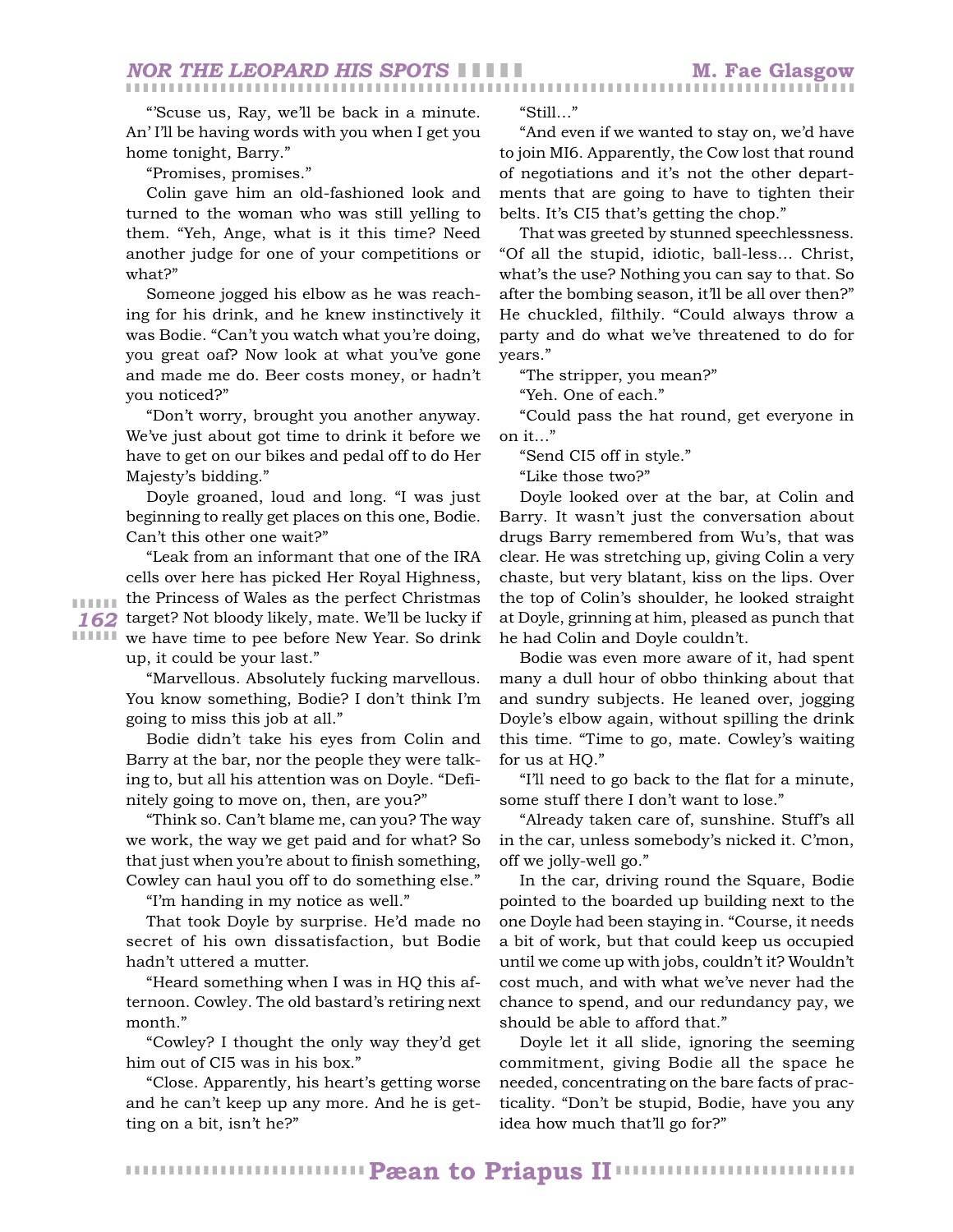"'Scuse us, Ray, we'll be back in a minute. An' I'll be having words with you when I get you home tonight, Barry."

"Promises, promises."

Colin gave him an old-fashioned look and turned to the woman who was still yelling to them. "Yeh, Ange, what is it this time? Need another judge for one of your competitions or what?"

Someone jogged his elbow as he was reaching for his drink, and he knew instinctively it was Bodie. "Can't you watch what you're doing, you great oaf? Now look at what you've gone and made me do. Beer costs money, or hadn't you noticed?"

"Don't worry, brought you another anyway. We've just about got time to drink it before we have to get on our bikes and pedal off to do Her Majesty's bidding."

Doyle groaned, loud and long. "I was just beginning to really get places on this one, Bodie. Can't this other one wait?"

"Leak from an informant that one of the IRA cells over here has picked Her Royal Highness, the Princess of Wales as the perfect Christmas target? Not bloody likely, mate. We'll be lucky if we have time to pee before New Year. So drink up, it could be your last."

"Marvellous. Absolutely fucking marvellous. You know something, Bodie? I don't think I'm going to miss this job at all."

Bodie didn't take his eyes from Colin and Barry at the bar, nor the people they were talking to, but all his attention was on Doyle. "Definitely going to move on, then, are you?"

"Think so. Can't blame me, can you? The way we work, the way we get paid and for what? So that just when you're about to finish something, Cowley can haul you off to do something else."

"I'm handing in my notice as well."

That took Doyle by surprise. He'd made no secret of his own dissatisfaction, but Bodie hadn't uttered a mutter.

"Heard something when I was in HQ this afternoon. Cowley. The old bastard's retiring next month."

"Cowley? I thought the only way they'd get him out of CI5 was in his box."

"Close. Apparently, his heart's getting worse and he can't keep up any more. And he is getting on a bit, isn't he?"

"Still…"

"And even if we wanted to stay on, we'd have to join MI6. Apparently, the Cow lost that round of negotiations and it's not the other departments that are going to have to tighten their belts. It's CI5 that's getting the chop."

That was greeted by stunned speechlessness. "Of all the stupid, idiotic, ball-less… Christ, what's the use? Nothing you can say to that. So after the bombing season, it'll be all over then?" He chuckled, filthily. "Could always throw a party and do what we've threatened to do for years."

"The stripper, you mean?"

"Yeh. One of each."

"Could pass the hat round, get everyone in on it…"

"Send CI5 off in style."

"Like those two?"

Doyle looked over at the bar, at Colin and Barry. It wasn't just the conversation about drugs Barry remembered from Wu's, that was clear. He was stretching up, giving Colin a very chaste, but very blatant, kiss on the lips. Over the top of Colin's shoulder, he looked straight at Doyle, grinning at him, pleased as punch that he had Colin and Doyle couldn't.

Bodie was even more aware of it, had spent many a dull hour of obbo thinking about that and sundry subjects. He leaned over, jogging Doyle's elbow again, without spilling the drink this time. "Time to go, mate. Cowley's waiting for us at HQ."

"I'll need to go back to the flat for a minute, some stuff there I don't want to lose."

"Already taken care of, sunshine. Stuff's all in the car, unless somebody's nicked it. C'mon, off we jolly-well go."

In the car, driving round the Square, Bodie pointed to the boarded up building next to the one Doyle had been staying in. "Course, it needs a bit of work, but that could keep us occupied until we come up with jobs, couldn't it? Wouldn't cost much, and with what we've never had the chance to spend, and our redundancy pay, we should be able to afford that."

Doyle let it all slide, ignoring the seeming commitment, giving Bodie all the space he needed, concentrating on the bare facts of practicality. "Don't be stupid, Bodie, have you any idea how much that'll go for?"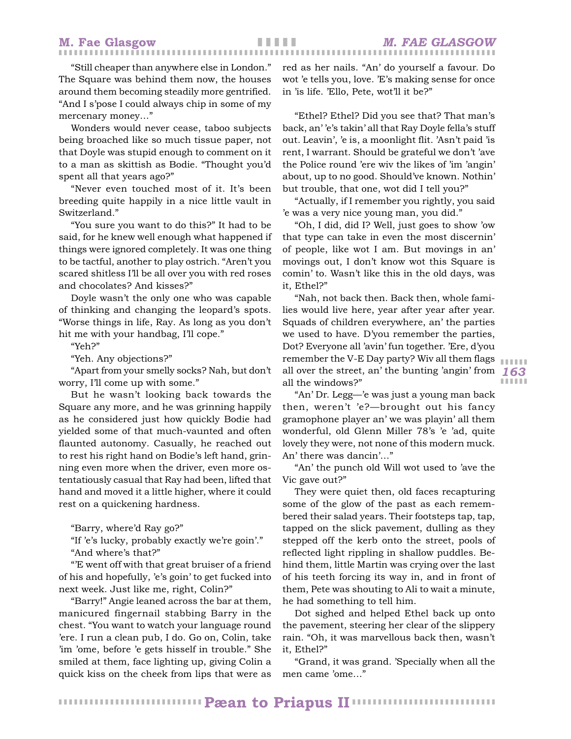"Still cheaper than anywhere else in London." The Square was behind them now, the houses around them becoming steadily more gentrified. "And I s'pose I could always chip in some of my mercenary money…"

Wonders would never cease, taboo subjects being broached like so much tissue paper, not that Doyle was stupid enough to comment on it to a man as skittish as Bodie. "Thought you'd spent all that years ago?"

"Never even touched most of it. It's been breeding quite happily in a nice little vault in Switzerland."

"You sure you want to do this?" It had to be said, for he knew well enough what happened if things were ignored completely. It was one thing to be tactful, another to play ostrich. "Aren't you scared shitless I'll be all over you with red roses and chocolates? And kisses?"

Doyle wasn't the only one who was capable of thinking and changing the leopard's spots. "Worse things in life, Ray. As long as you don't hit me with your handbag, I'll cope."

"Yeh?"

"Yeh. Any objections?"

"Apart from your smelly socks? Nah, but don't worry, I'll come up with some."

But he wasn't looking back towards the Square any more, and he was grinning happily as he considered just how quickly Bodie had yielded some of that much-vaunted and often flaunted autonomy. Casually, he reached out to rest his right hand on Bodie's left hand, grinning even more when the driver, even more ostentatiously casual that Ray had been, lifted that hand and moved it a little higher, where it could rest on a quickening hardness.

"Barry, where'd Ray go?"

"If 'e's lucky, probably exactly we're goin'."

"And where's that?"

"'E went off with that great bruiser of a friend of his and hopefully, 'e's goin' to get fucked into next week. Just like me, right, Colin?"

"Barry!" Angie leaned across the bar at them, manicured fingernail stabbing Barry in the chest. "You want to watch your language round 'ere. I run a clean pub, I do. Go on, Colin, take 'im 'ome, before 'e gets hisself in trouble." She smiled at them, face lighting up, giving Colin a quick kiss on the cheek from lips that were as red as her nails. "An' do yourself a favour. Do wot 'e tells you, love. 'E's making sense for once in 'is life. 'Ello, Pete, wot'll it be?"

"Ethel? Ethel? Did you see that? That man's back, an' 'e's takin' all that Ray Doyle fella's stuff out. Leavin', 'e is, a moonlight flit. 'Asn't paid 'is rent, I warrant. Should be grateful we don't 'ave the Police round 'ere wiv the likes of 'im 'angin' about, up to no good. Should've known. Nothin' but trouble, that one, wot did I tell you?"

"Actually, if I remember you rightly, you said 'e was a very nice young man, you did."

"Oh, I did, did I? Well, just goes to show 'ow that type can take in even the most discernin' of people, like wot I am. But movings in an' movings out, I don't know wot this Square is comin' to. Wasn't like this in the old days, was it, Ethel?"

"Nah, not back then. Back then, whole families would live here, year after year after year. Squads of children everywhere, an' the parties we used to have. D'you remember the parties, Dot? Everyone all 'avin' fun together. 'Ere, d'you remember the V-E Day party? Wiv all them flags all over the street, an' the bunting 'angin' from all the windows?"

"An' Dr. Legg—'e was just a young man back then, weren't 'e?—brought out his fancy gramophone player an' we was playin' all them wonderful, old Glenn Miller 78's 'e 'ad, quite lovely they were, not none of this modern muck. An' there was dancin'…"

"An' the punch old Will wot used to 'ave the Vic gave out?"

They were quiet then, old faces recapturing some of the glow of the past as each remembered their salad years. Their footsteps tap, tap, tapped on the slick pavement, dulling as they stepped off the kerb onto the street, pools of reflected light rippling in shallow puddles. Behind them, little Martin was crying over the last of his teeth forcing its way in, and in front of them, Pete was shouting to Ali to wait a minute, he had something to tell him.

Dot sighed and helped Ethel back up onto the pavement, steering her clear of the slippery rain. "Oh, it was marvellous back then, wasn't it, Ethel?"

"Grand, it was grand. 'Specially when all the men came 'ome…"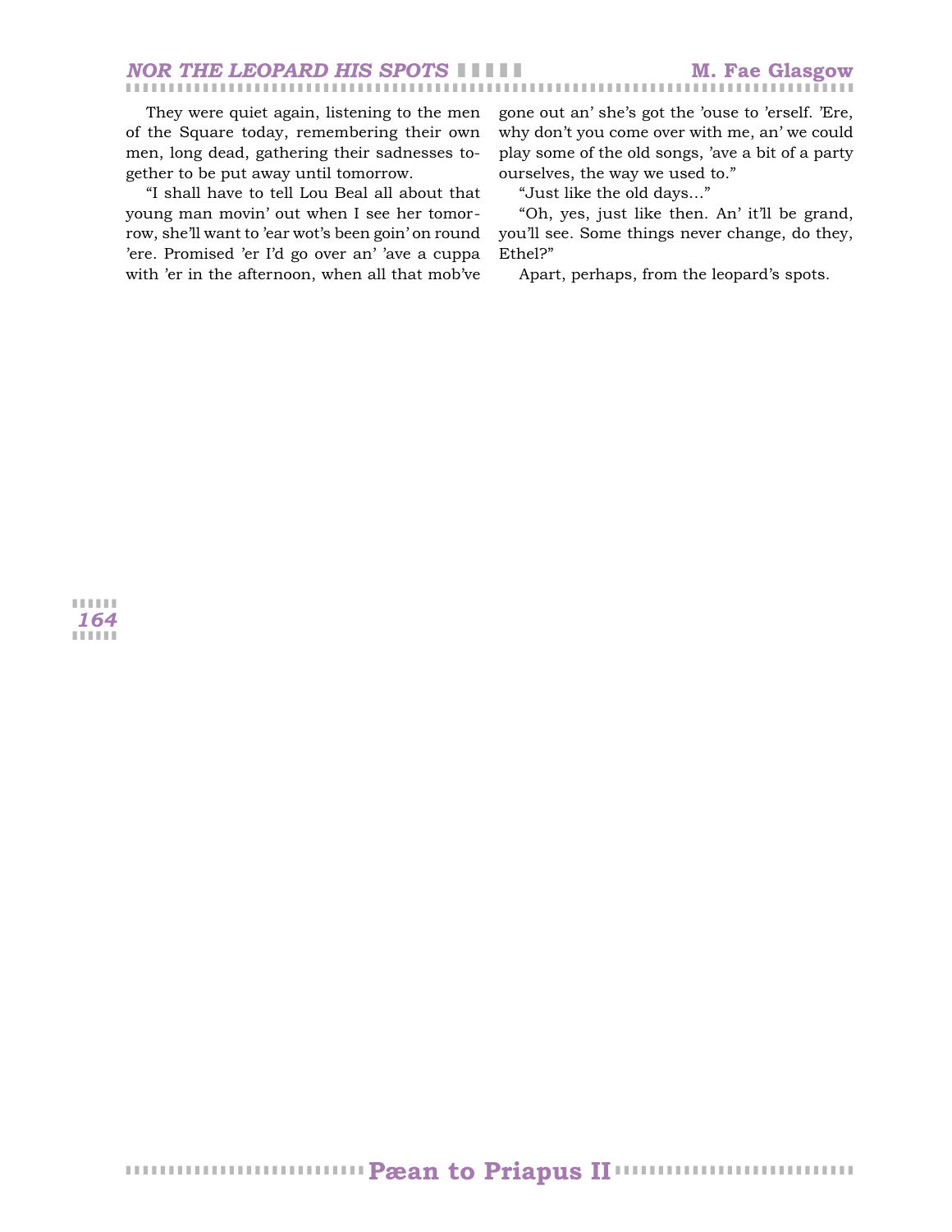They were quiet again, listening to the men of the Square today, remembering their own men, long dead, gathering their sadnesses together to be put away until tomorrow.

"I shall have to tell Lou Beal all about that young man movin' out when I see her tomorrow, she'll want to 'ear wot's been goin' on round 'ere. Promised 'er I'd go over an' 'ave a cuppa with 'er in the afternoon, when all that mob've gone out an' she's got the 'ouse to 'erself. 'Ere, why don't you come over with me, an' we could play some of the old songs, 'ave a bit of a party ourselves, the way we used to."

"Just like the old days…"

"Oh, yes, just like then. An' it'll be grand, you'll see. Some things never change, do they, Ethel?"

Apart, perhaps, from the leopard's spots.